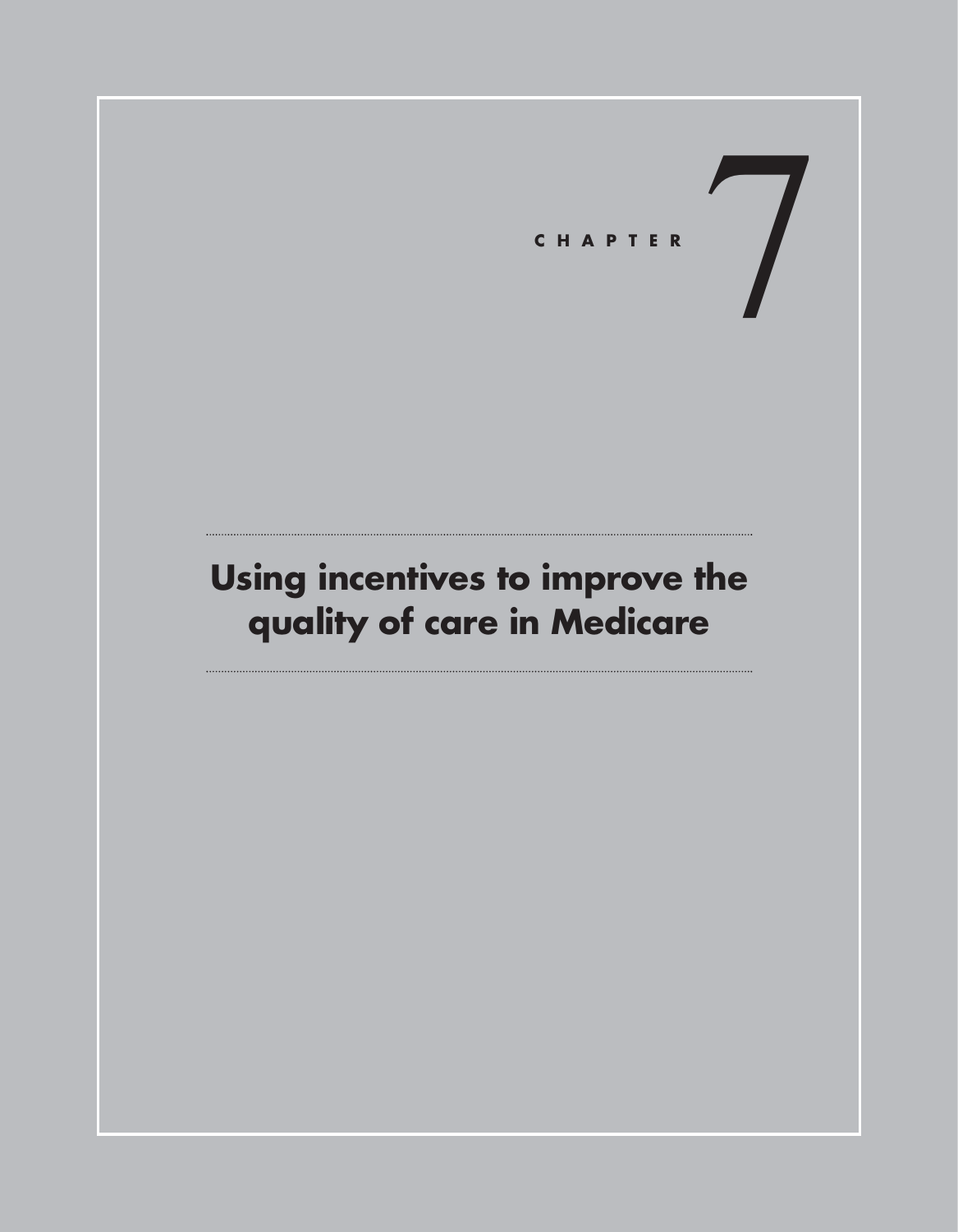CHAPTER 7

# Using incentives to improve the quality of care in Medicare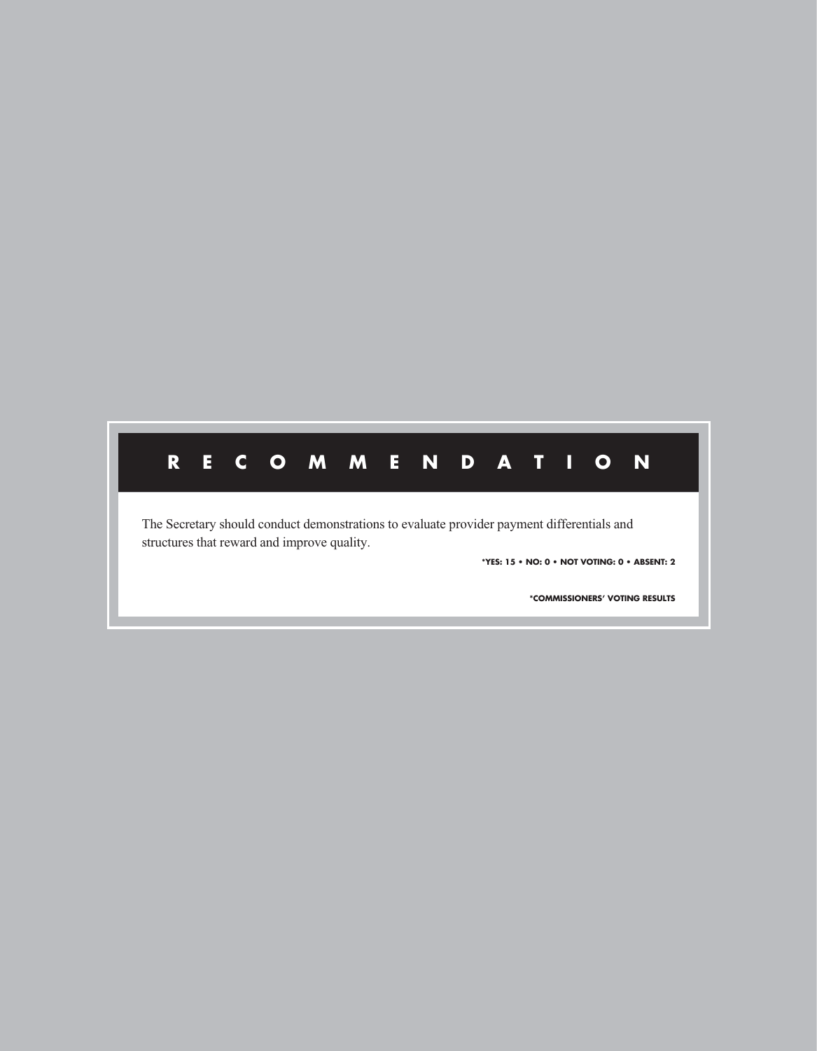# RECOMMENDATION

The Secretary should conduct demonstrations to evaluate provider payment differentials and structures that reward and improve quality.

*YES: 15 • NO: 0 • NOT VOTING: 0 • ABSENT: 2

*COMMISSIONERS' VOTING RESULTS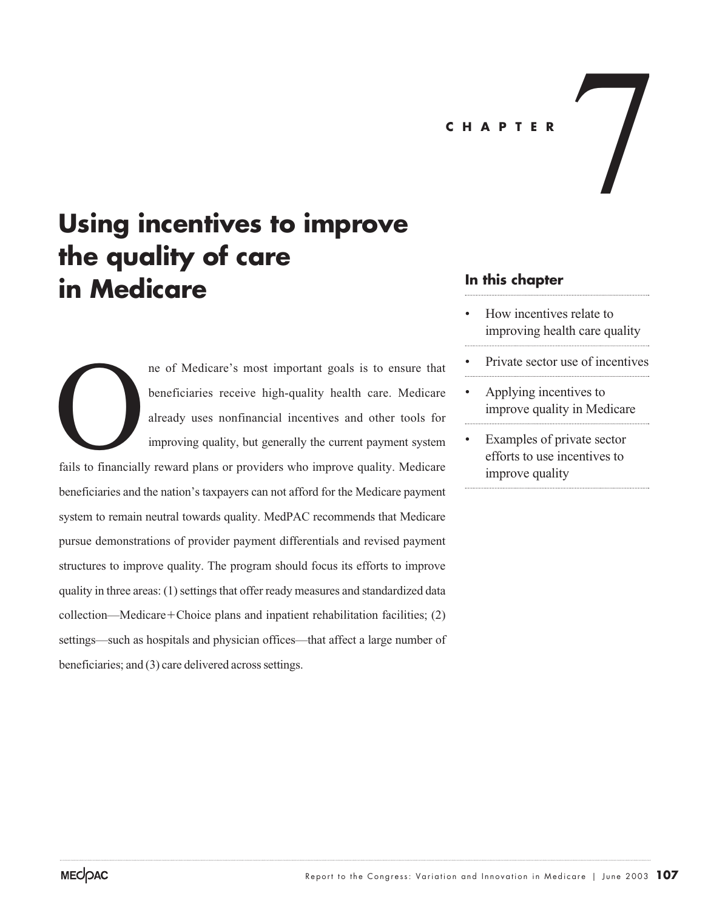# CHAPTER 7

# Using incentives to improve the quality of care in Medicare

One of Medicare's most important goals is to ensure that beneficiaries receive high-quality health care. Medicare already uses nonfinancial incentives and other tools for improving quality, but generally the current payment system fails to financially reward plans or providers who improve quality. Medicare beneficiaries and the nation's taxpayers can not afford for the Medicare payment system to remain neutral towards quality. MedPAC recommends that Medicare pursue demonstrations of provider payment differentials and revised payment structures to improve quality. The program should focus its efforts to improve quality in three areas: (1) settings that offer ready measures and standardized data collection—Medicare+Choice plans and inpatient rehabilitation facilities; (2) settings—such as hospitals and physician offices—that affect a large number of beneficiaries; and (3) care delivered across settings.

### In this chapter

- How incentives relate to improving health care quality
- Private sector use of incentives
- Applying incentives to improve quality in Medicare
- Examples of private sector efforts to use incentives to improve quality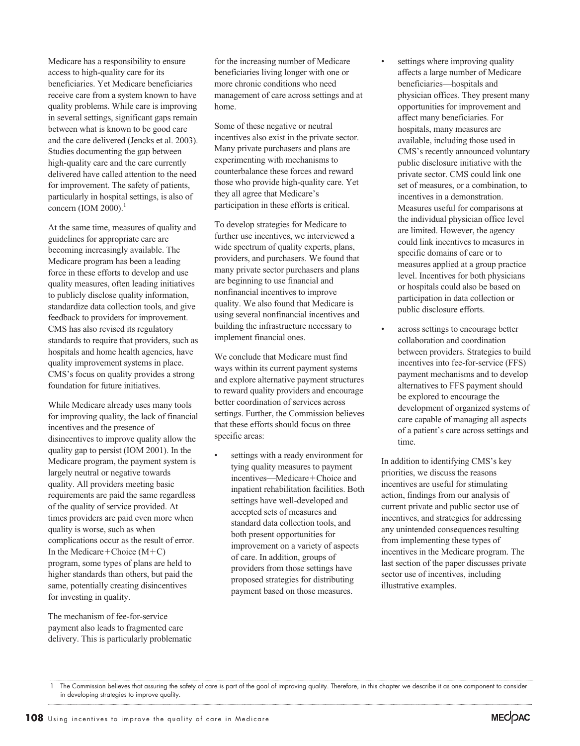Medicare has a responsibility to ensure access to high-quality care for its beneficiaries. Yet Medicare beneficiaries receive care from a system known to have quality problems. While care is improving in several settings, significant gaps remain between what is known to be good care and the care delivered (Jencks et al. 2003). Studies documenting the gap between high-quality care and the care currently delivered have called attention to the need for improvement. The safety of patients, particularly in hospital settings, is also of concern (IOM 2000).[1]

At the same time, measures of quality and guidelines for appropriate care are becoming increasingly available. The Medicare program has been a leading force in these efforts to develop and use quality measures, often leading initiatives to publicly disclose quality information, standardize data collection tools, and give feedback to providers for improvement. CMS has also revised its regulatory standards to require that providers, such as hospitals and home health agencies, have quality improvement systems in place. CMS's focus on quality provides a strong foundation for future initiatives.

While Medicare already uses many tools for improving quality, the lack of financial incentives and the presence of disincentives to improve quality allow the quality gap to persist (IOM 2001). In the Medicare program, the payment system is largely neutral or negative towards quality. All providers meeting basic requirements are paid the same regardless of the quality of service provided. At times providers are paid even more when quality is worse, such as when complications occur as the result of error. In the Medicare+Choice (M+C) program, some types of plans are held to higher standards than others, but paid the same, potentially creating disincentives for investing in quality.

The mechanism of fee-for-service payment also leads to fragmented care delivery. This is particularly problematic for the increasing number of Medicare beneficiaries living longer with one or more chronic conditions who need management of care across settings and at home.

Some of these negative or neutral incentives also exist in the private sector. Many private purchasers and plans are experimenting with mechanisms to counterbalance these forces and reward those who provide high-quality care. Yet they all agree that Medicare's participation in these efforts is critical.

To develop strategies for Medicare to further use incentives, we interviewed a wide spectrum of quality experts, plans, providers, and purchasers. We found that many private sector purchasers and plans are beginning to use financial and nonfinancial incentives to improve quality. We also found that Medicare is using several nonfinancial incentives and building the infrastructure necessary to implement financial ones.

We conclude that Medicare must find ways within its current payment systems and explore alternative payment structures to reward quality providers and encourage better coordination of services across settings. Further, the Commission believes that these efforts should focus on three specific areas:

- settings with a ready environment for tying quality measures to payment incentives—Medicare+Choice and inpatient rehabilitation facilities. Both settings have well-developed and accepted sets of measures and standard data collection tools, and both present opportunities for improvement on a variety of aspects of care. In addition, groups of providers from those settings have proposed strategies for distributing payment based on those measures.
- settings where improving quality affects a large number of Medicare beneficiaries—hospitals and physician offices. They present many opportunities for improvement and affect many beneficiaries. For hospitals, many measures are available, including those used in CMS's recently announced voluntary public disclosure initiative with the private sector. CMS could link one set of measures, or a combination, to incentives in a demonstration. Measures useful for comparisons at the individual physician office level are limited. However, the agency could link incentives to measures in specific domains of care or to measures applied at a group practice level. Incentives for both physicians or hospitals could also be based on participation in data collection or public disclosure efforts.
- across settings to encourage better collaboration and coordination between providers. Strategies to build incentives into fee-for-service (FFS) payment mechanisms and to develop alternatives to FFS payment should be explored to encourage the development of organized systems of care capable of managing all aspects of a patient's care across settings and time.

In addition to identifying CMS's key priorities, we discuss the reasons incentives are useful for stimulating action, findings from our analysis of current private and public sector use of incentives, and strategies for addressing any unintended consequences resulting from implementing these types of incentives in the Medicare program. The last section of the paper discusses private sector use of incentives, including illustrative examples.

---

1 The Commission believes that assuring the safety of care is part of the goal of improving quality. Therefore, in this chapter we describe it as one component to consider in developing strategies to improve quality.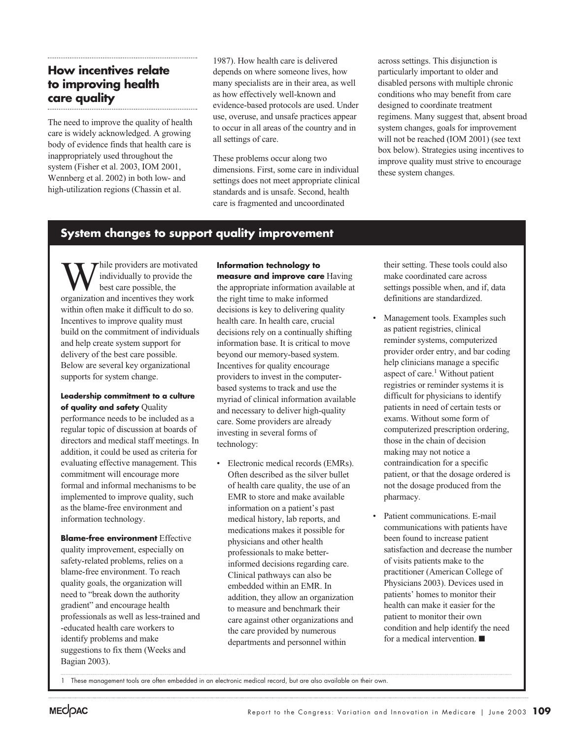## How incentives relate to improving health care quality

The need to improve the quality of health care is widely acknowledged. A growing body of evidence finds that health care is inappropriately used throughout the system (Fisher et al. 2003, IOM 2001, Wennberg et al. 2002) in both low- and high-utilization regions (Chassin et al. 1987). How health care is delivered depends on where someone lives, how many specialists are in their area, as well as how effectively well-known and evidence-based protocols are used. Under use, overuse, and unsafe practices appear to occur in all areas of the country and in all settings of care.

These problems occur along two dimensions. First, some care in individual settings does not meet appropriate clinical standards and is unsafe. Second, health care is fragmented and uncoordinated across settings. This disjunction is particularly important to older and disabled persons with multiple chronic conditions who may benefit from care designed to coordinate treatment regimens. Many suggest that, absent broad system changes, goals for improvement will not be reached (IOM 2001) (see text box below). Strategies using incentives to improve quality must strive to encourage these system changes.

### System changes to support quality improvement

While providers are motivated individually to provide the best care possible, the organization and incentives they work within often make it difficult to do so. Incentives to improve quality must build on the commitment of individuals and help create system support for delivery of the best care possible. Below are several key organizational supports for system change.

**Leadership commitment to a culture of quality and safety** Quality performance needs to be included as a regular topic of discussion at boards of directors and medical staff meetings. In addition, it could be used as criteria for evaluating effective management. This commitment will encourage more formal and informal mechanisms to be implemented to improve quality, such as the blame-free environment and information technology.

**Blame-free environment** Effective quality improvement, especially on safety-related problems, relies on a blame-free environment. To reach quality goals, the organization will need to "break down the authority gradient" and encourage health professionals as well as less-trained and -educated health care workers to identify problems and make suggestions to fix them (Weeks and Bagian 2003).

**Information technology to measure and improve care** Having the appropriate information available at the right time to make informed decisions is key to delivering quality health care. In health care, crucial decisions rely on a continually shifting information base. It is critical to move beyond our memory-based system. Incentives for quality encourage providers to invest in the computer-based systems to track and use the myriad of clinical information available and necessary to deliver high-quality care. Some providers are already investing in several forms of technology:

- Electronic medical records (EMRs). Often described as the silver bullet of health care quality, the use of an EMR to store and make available information on a patient's past medical history, lab reports, and medications makes it possible for physicians and other health professionals to make better-informed decisions regarding care. Clinical pathways can also be embedded within an EMR. In addition, they allow an organization to measure and benchmark their care against other organizations and the care provided by numerous departments and personnel within their setting. These tools could also make coordinated care across settings possible when, and if, data definitions are standardized.
- Management tools. Examples such as patient registries, clinical reminder systems, computerized provider order entry, and bar coding help clinicians manage a specific aspect of care.[1] Without patient registries or reminder systems it is difficult for physicians to identify patients in need of certain tests or exams. Without some form of computerized prescription ordering, those in the chain of decision making may not notice a contraindication for a specific patient, or that the dosage ordered is not the dosage produced from the pharmacy.
- Patient communications. E-mail communications with patients have been found to increase patient satisfaction and decrease the number of visits patients make to the practitioner (American College of Physicians 2003). Devices used in patients' homes to monitor their health can make it easier for the patient to monitor their own condition and help identify the need for a medical intervention. ■

1 These management tools are often embedded in an electronic medical record, but are also available on their own.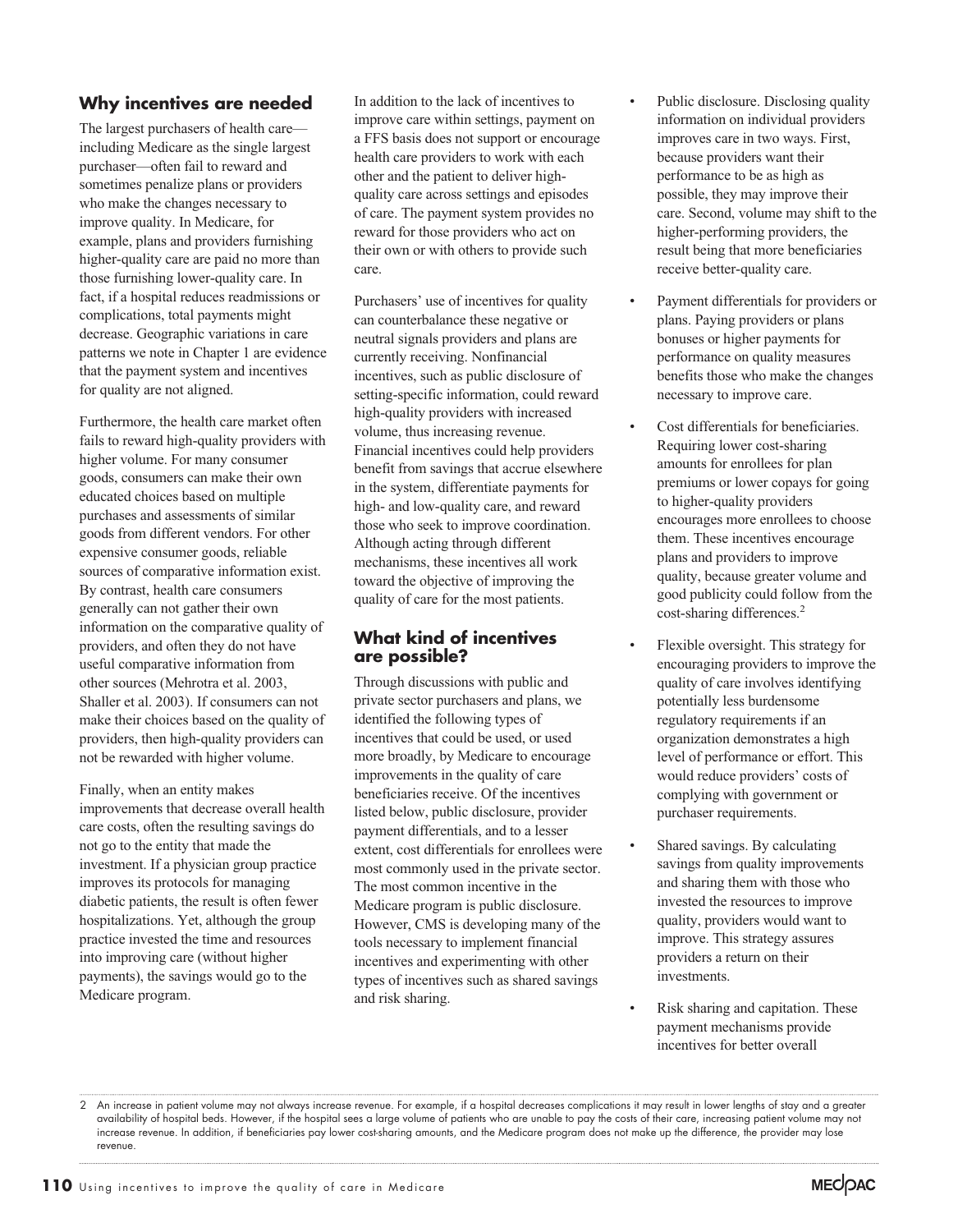## Why incentives are needed

The largest purchasers of health care—including Medicare as the single largest purchaser—often fail to reward and sometimes penalize plans or providers who make the changes necessary to improve quality. In Medicare, for example, plans and providers furnishing higher-quality care are paid no more than those furnishing lower-quality care. In fact, if a hospital reduces readmissions or complications, total payments might decrease. Geographic variations in care patterns we note in Chapter 1 are evidence that the payment system and incentives for quality are not aligned.

Furthermore, the health care market often fails to reward high-quality providers with higher volume. For many consumer goods, consumers can make their own educated choices based on multiple purchases and assessments of similar goods from different vendors. For other expensive consumer goods, reliable sources of comparative information exist. By contrast, health care consumers generally can not gather their own information on the comparative quality of providers, and often they do not have useful comparative information from other sources (Mehrotra et al. 2003, Shaller et al. 2003). If consumers can not make their choices based on the quality of providers, then high-quality providers can not be rewarded with higher volume.

Finally, when an entity makes improvements that decrease overall health care costs, often the resulting savings do not go to the entity that made the investment. If a physician group practice improves its protocols for managing diabetic patients, the result is often fewer hospitalizations. Yet, although the group practice invested the time and resources into improving care (without higher payments), the savings would go to the Medicare program.

In addition to the lack of incentives to improve care within settings, payment on a FFS basis does not support or encourage health care providers to work with each other and the patient to deliver high-quality care across settings and episodes of care. The payment system provides no reward for those providers who act on their own or with others to provide such care.

Purchasers' use of incentives for quality can counterbalance these negative or neutral signals providers and plans are currently receiving. Nonfinancial incentives, such as public disclosure of setting-specific information, could reward high-quality providers with increased volume, thus increasing revenue. Financial incentives could help providers benefit from savings that accrue elsewhere in the system, differentiate payments for high- and low-quality care, and reward those who seek to improve coordination. Although acting through different mechanisms, these incentives all work toward the objective of improving the quality of care for the most patients.

## What kind of incentives are possible?

Through discussions with public and private sector purchasers and plans, we identified the following types of incentives that could be used, or used more broadly, by Medicare to encourage improvements in the quality of care beneficiaries receive. Of the incentives listed below, public disclosure, provider payment differentials, and to a lesser extent, cost differentials for enrollees were most commonly used in the private sector. The most common incentive in the Medicare program is public disclosure. However, CMS is developing many of the tools necessary to implement financial incentives and experimenting with other types of incentives such as shared savings and risk sharing.

- Public disclosure. Disclosing quality information on individual providers improves care in two ways. First, because providers want their performance to be as high as possible, they may improve their care. Second, volume may shift to the higher-performing providers, the result being that more beneficiaries receive better-quality care.
- Payment differentials for providers or plans. Paying providers or plans bonuses or higher payments for performance on quality measures benefits those who make the changes necessary to improve care.
- Cost differentials for beneficiaries. Requiring lower cost-sharing amounts for enrollees for plan premiums or lower copays for going to higher-quality providers encourages more enrollees to choose them. These incentives encourage plans and providers to improve quality, because greater volume and good publicity could follow from the cost-sharing differences.[2]
- Flexible oversight. This strategy for encouraging providers to improve the quality of care involves identifying potentially less burdensome regulatory requirements if an organization demonstrates a high level of performance or effort. This would reduce providers' costs of complying with government or purchaser requirements.
- Shared savings. By calculating savings from quality improvements and sharing them with those who invested the resources to improve quality, providers would want to improve. This strategy assures providers a return on their investments.
- Risk sharing and capitation. These payment mechanisms provide incentives for better overall

2 An increase in patient volume may not always increase revenue. For example, if a hospital decreases complications it may result in lower lengths of stay and a greater availability of hospital beds. However, if the hospital sees a large volume of patients who are unable to pay the costs of their care, increasing patient volume may not increase revenue. In addition, if beneficiaries pay lower cost-sharing amounts, and the Medicare program does not make up the difference, the provider may lose revenue.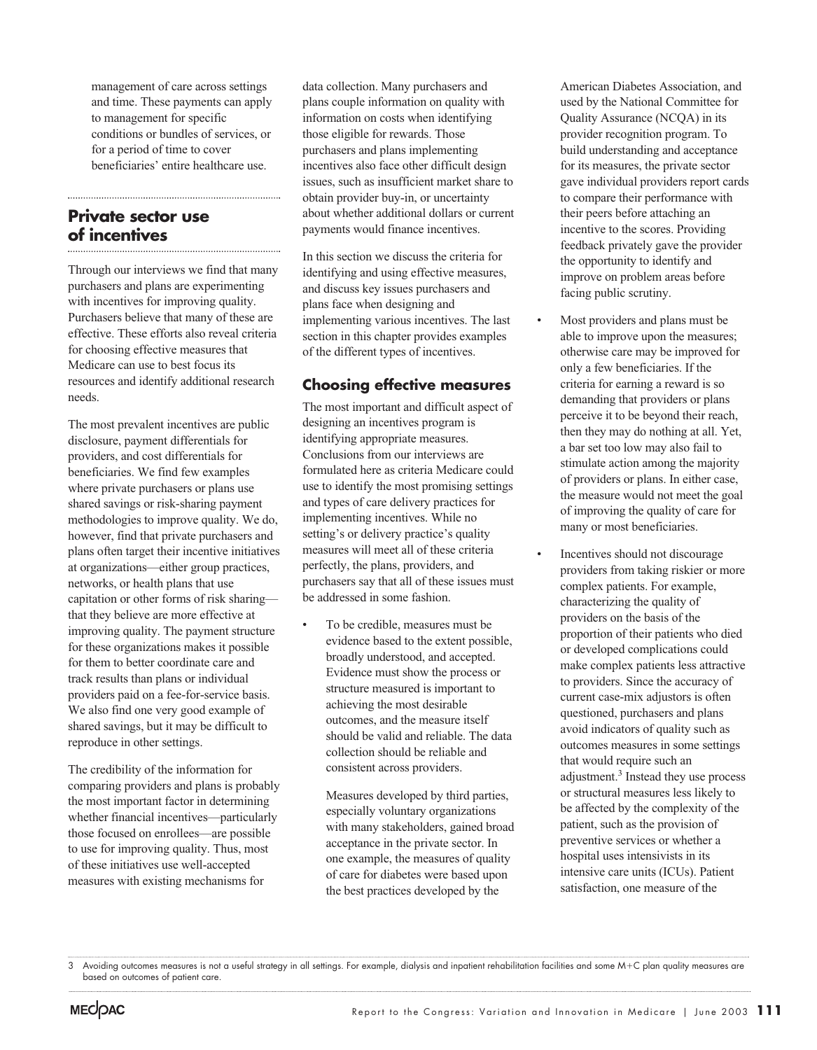management of care across settings and time. These payments can apply to management for specific conditions or bundles of services, or for a period of time to cover beneficiaries' entire healthcare use.

## Private sector use of incentives

Through our interviews we find that many purchasers and plans are experimenting with incentives for improving quality. Purchasers believe that many of these are effective. These efforts also reveal criteria for choosing effective measures that Medicare can use to best focus its resources and identify additional research needs.

The most prevalent incentives are public disclosure, payment differentials for providers, and cost differentials for beneficiaries. We find few examples where private purchasers or plans use shared savings or risk-sharing payment methodologies to improve quality. We do, however, find that private purchasers and plans often target their incentive initiatives at organizations—either group practices, networks, or health plans that use capitation or other forms of risk sharing—that they believe are more effective at improving quality. The payment structure for these organizations makes it possible for them to better coordinate care and track results than plans or individual providers paid on a fee-for-service basis. We also find one very good example of shared savings, but it may be difficult to reproduce in other settings.

The credibility of the information for comparing providers and plans is probably the most important factor in determining whether financial incentives—particularly those focused on enrollees—are possible to use for improving quality. Thus, most of these initiatives use well-accepted measures with existing mechanisms for data collection. Many purchasers and plans couple information on quality with information on costs when identifying those eligible for rewards. Those purchasers and plans implementing incentives also face other difficult design issues, such as insufficient market share to obtain provider buy-in, or uncertainty about whether additional dollars or current payments would finance incentives.

In this section we discuss the criteria for identifying and using effective measures, and discuss key issues purchasers and plans face when designing and implementing various incentives. The last section in this chapter provides examples of the different types of incentives.

### Choosing effective measures

The most important and difficult aspect of designing an incentives program is identifying appropriate measures. Conclusions from our interviews are formulated here as criteria Medicare could use to identify the most promising settings and types of care delivery practices for implementing incentives. While no setting's or delivery practice's quality measures will meet all of these criteria perfectly, the plans, providers, and purchasers say that all of these issues must be addressed in some fashion.

- To be credible, measures must be evidence based to the extent possible, broadly understood, and accepted. Evidence must show the process or structure measured is important to achieving the most desirable outcomes, and the measure itself should be valid and reliable. The data collection should be reliable and consistent across providers.

  Measures developed by third parties, especially voluntary organizations with many stakeholders, gained broad acceptance in the private sector. In one example, the measures of quality of care for diabetes were based upon the best practices developed by the American Diabetes Association, and used by the National Committee for Quality Assurance (NCQA) in its provider recognition program. To build understanding and acceptance for its measures, the private sector gave individual providers report cards to compare their performance with their peers before attaching an incentive to the scores. Providing feedback privately gave the provider the opportunity to identify and improve on problem areas before facing public scrutiny.

- Most providers and plans must be able to improve upon the measures; otherwise care may be improved for only a few beneficiaries. If the criteria for earning a reward is so demanding that providers or plans perceive it to be beyond their reach, then they may do nothing at all. Yet, a bar set too low may also fail to stimulate action among the majority of providers or plans. In either case, the measure would not meet the goal of improving the quality of care for many or most beneficiaries.

- Incentives should not discourage providers from taking riskier or more complex patients. For example, characterizing the quality of providers on the basis of the proportion of their patients who died or developed complications could make complex patients less attractive to providers. Since the accuracy of current case-mix adjustors is often questioned, purchasers and plans avoid indicators of quality such as outcomes measures in some settings that would require such an adjustment.[3] Instead they use process or structural measures less likely to be affected by the complexity of the patient, such as the provision of preventive services or whether a hospital uses intensivists in its intensive care units (ICUs). Patient satisfaction, one measure of the

3 Avoiding outcomes measures is not a useful strategy in all settings. For example, dialysis and inpatient rehabilitation facilities and some M+C plan quality measures are based on outcomes of patient care.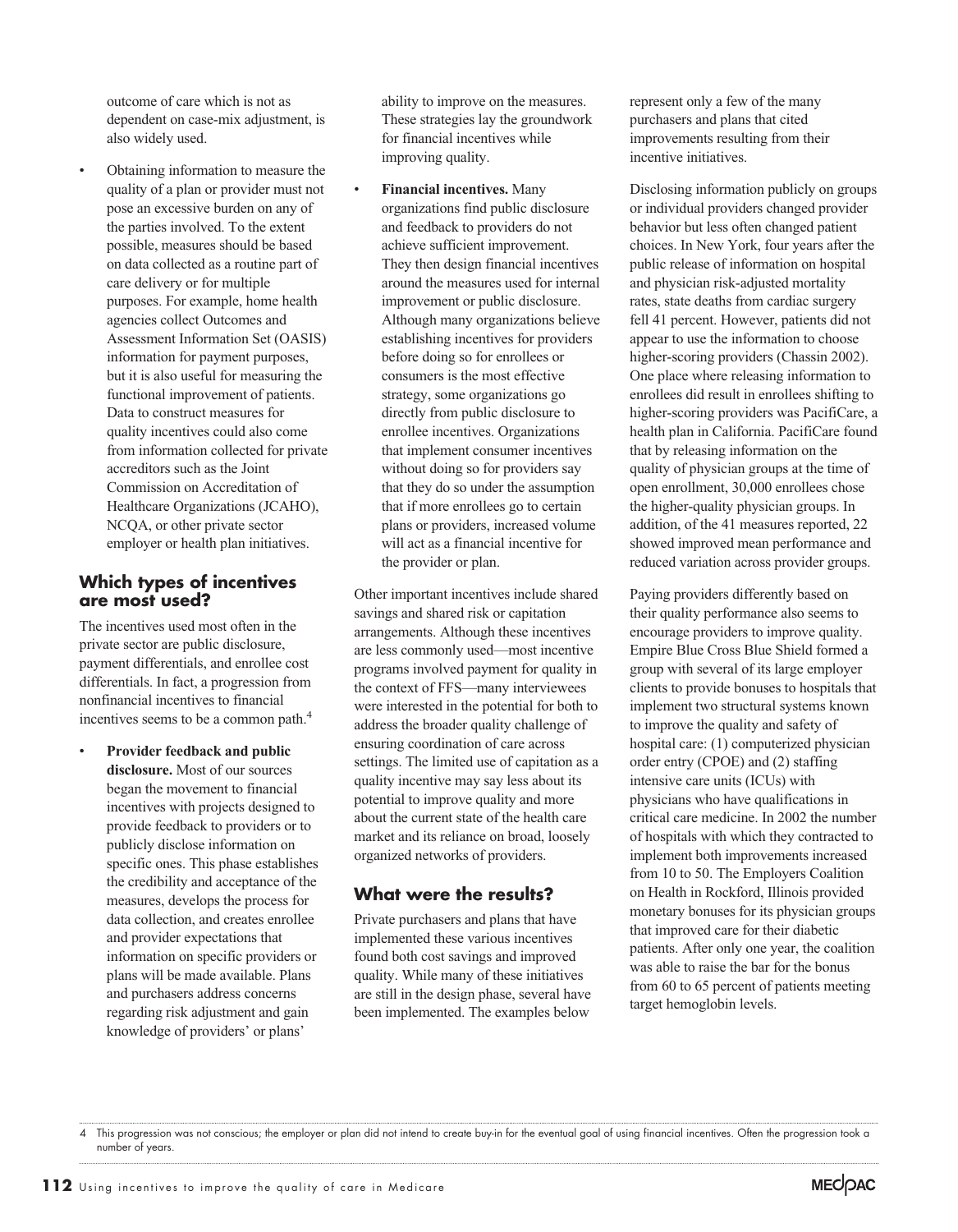outcome of care which is not as dependent on case-mix adjustment, is also widely used.

- Obtaining information to measure the quality of a plan or provider must not pose an excessive burden on any of the parties involved. To the extent possible, measures should be based on data collected as a routine part of care delivery or for multiple purposes. For example, home health agencies collect Outcomes and Assessment Information Set (OASIS) information for payment purposes, but it is also useful for measuring the functional improvement of patients. Data to construct measures for quality incentives could also come from information collected for private accreditors such as the Joint Commission on Accreditation of Healthcare Organizations (JCAHO), NCQA, or other private sector employer or health plan initiatives.

### Which types of incentives are most used?

The incentives used most often in the private sector are public disclosure, payment differentials, and enrollee cost differentials. In fact, a progression from nonfinancial incentives to financial incentives seems to be a common path.[4]

- **Provider feedback and public disclosure.** Most of our sources began the movement to financial incentives with projects designed to provide feedback to providers or to publicly disclose information on specific ones. This phase establishes the credibility and acceptance of the measures, develops the process for data collection, and creates enrollee and provider expectations that information on specific providers or plans will be made available. Plans and purchasers address concerns regarding risk adjustment and gain knowledge of providers' or plans' ability to improve on the measures. These strategies lay the groundwork for financial incentives while improving quality.

- **Financial incentives.** Many organizations find public disclosure and feedback to providers do not achieve sufficient improvement. They then design financial incentives around the measures used for internal improvement or public disclosure. Although many organizations believe establishing incentives for providers before doing so for enrollees or consumers is the most effective strategy, some organizations go directly from public disclosure to enrollee incentives. Organizations that implement consumer incentives without doing so for providers say that they do so under the assumption that if more enrollees go to certain plans or providers, increased volume will act as a financial incentive for the provider or plan.

Other important incentives include shared savings and shared risk or capitation arrangements. Although these incentives are less commonly used—most incentive programs involved payment for quality in the context of FFS—many interviewees were interested in the potential for both to address the broader quality challenge of ensuring coordination of care across settings. The limited use of capitation as a quality incentive may say less about its potential to improve quality and more about the current state of the health care market and its reliance on broad, loosely organized networks of providers.

### What were the results?

Private purchasers and plans that have implemented these various incentives found both cost savings and improved quality. While many of these initiatives are still in the design phase, several have been implemented. The examples below represent only a few of the many purchasers and plans that cited improvements resulting from their incentive initiatives.

Disclosing information publicly on groups or individual providers changed provider behavior but less often changed patient choices. In New York, four years after the public release of information on hospital and physician risk-adjusted mortality rates, state deaths from cardiac surgery fell 41 percent. However, patients did not appear to use the information to choose higher-scoring providers (Chassin 2002). One place where releasing information to enrollees did result in enrollees shifting to higher-scoring providers was PacifiCare, a health plan in California. PacifiCare found that by releasing information on the quality of physician groups at the time of open enrollment, 30,000 enrollees chose the higher-quality physician groups. In addition, of the 41 measures reported, 22 showed improved mean performance and reduced variation across provider groups.

Paying providers differently based on their quality performance also seems to encourage providers to improve quality. Empire Blue Cross Blue Shield formed a group with several of its large employer clients to provide bonuses to hospitals that implement two structural systems known to improve the quality and safety of hospital care: (1) computerized physician order entry (CPOE) and (2) staffing intensive care units (ICUs) with physicians who have qualifications in critical care medicine. In 2002 the number of hospitals with which they contracted to implement both improvements increased from 10 to 50. The Employers Coalition on Health in Rockford, Illinois provided monetary bonuses for its physician groups that improved care for their diabetic patients. After only one year, the coalition was able to raise the bar for the bonus from 60 to 65 percent of patients meeting target hemoglobin levels.

---

4 This progression was not conscious; the employer or plan did not intend to create buy-in for the eventual goal of using financial incentives. Often the progression took a number of years.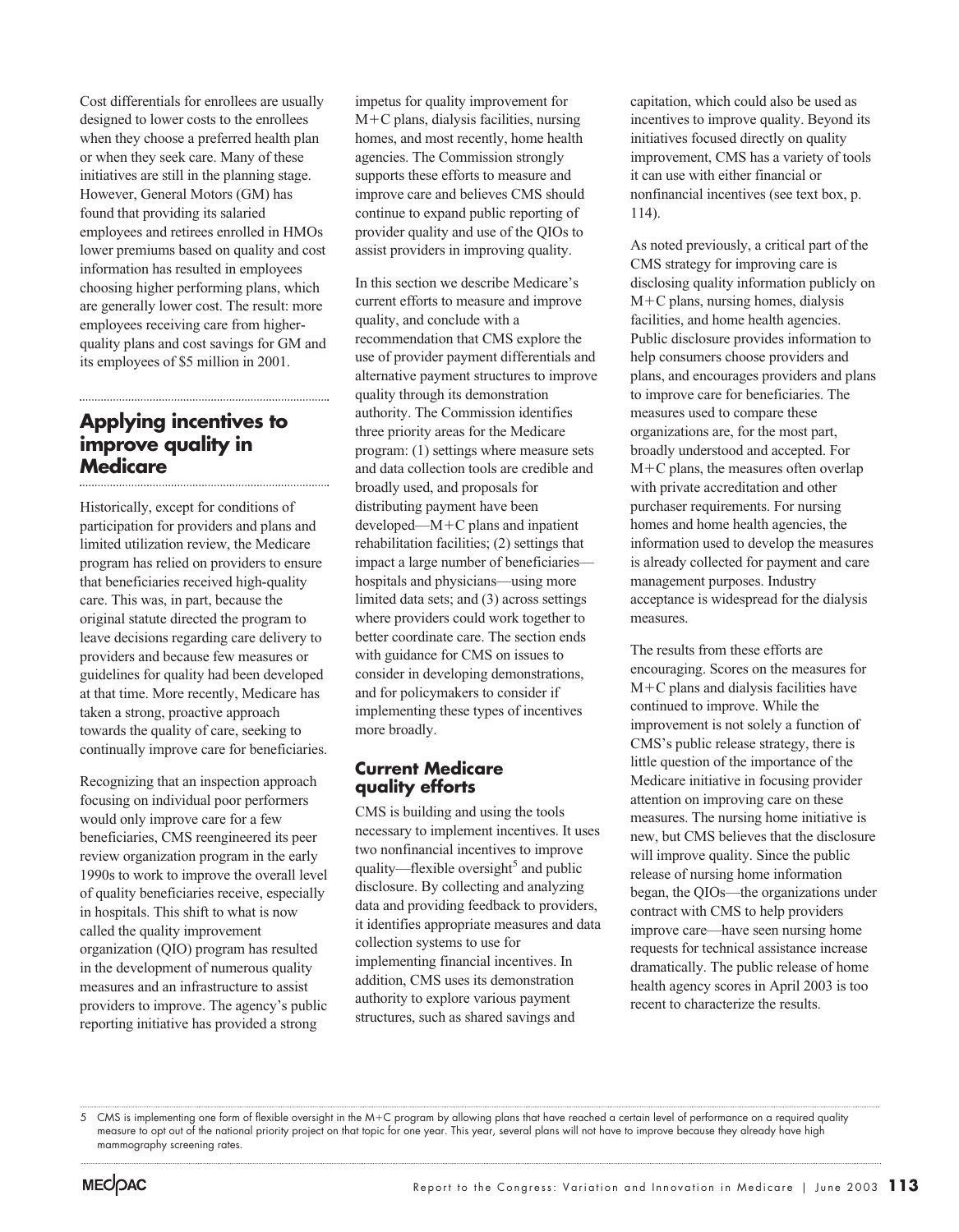Cost differentials for enrollees are usually designed to lower costs to the enrollees when they choose a preferred health plan or when they seek care. Many of these initiatives are still in the planning stage. However, General Motors (GM) has found that providing its salaried employees and retirees enrolled in HMOs lower premiums based on quality and cost information has resulted in employees choosing higher performing plans, which are generally lower cost. The result: more employees receiving care from higher-quality plans and cost savings for GM and its employees of $5 million in 2001.

## Applying incentives to improve quality in Medicare

Historically, except for conditions of participation for providers and plans and limited utilization review, the Medicare program has relied on providers to ensure that beneficiaries received high-quality care. This was, in part, because the original statute directed the program to leave decisions regarding care delivery to providers and because few measures or guidelines for quality had been developed at that time. More recently, Medicare has taken a strong, proactive approach towards the quality of care, seeking to continually improve care for beneficiaries.

Recognizing that an inspection approach focusing on individual poor performers would only improve care for a few beneficiaries, CMS reengineered its peer review organization program in the early 1990s to work to improve the overall level of quality beneficiaries receive, especially in hospitals. This shift to what is now called the quality improvement organization (QIO) program has resulted in the development of numerous quality measures and an infrastructure to assist providers to improve. The agency's public reporting initiative has provided a strong impetus for quality improvement for M+C plans, dialysis facilities, nursing homes, and most recently, home health agencies. The Commission strongly supports these efforts to measure and improve care and believes CMS should continue to expand public reporting of provider quality and use of the QIOs to assist providers in improving quality.

In this section we describe Medicare's current efforts to measure and improve quality, and conclude with a recommendation that CMS explore the use of provider payment differentials and alternative payment structures to improve quality through its demonstration authority. The Commission identifies three priority areas for the Medicare program: (1) settings where measure sets and data collection tools are credible and broadly used, and proposals for distributing payment have been developed—M+C plans and inpatient rehabilitation facilities; (2) settings that impact a large number of beneficiaries—hospitals and physicians—using more limited data sets; and (3) across settings where providers could work together to better coordinate care. The section ends with guidance for CMS on issues to consider in developing demonstrations, and for policymakers to consider if implementing these types of incentives more broadly.

### Current Medicare quality efforts

CMS is building and using the tools necessary to implement incentives. It uses two nonfinancial incentives to improve quality—flexible oversight[5] and public disclosure. By collecting and analyzing data and providing feedback to providers, it identifies appropriate measures and data collection systems to use for implementing financial incentives. In addition, CMS uses its demonstration authority to explore various payment structures, such as shared savings and capitation, which could also be used as incentives to improve quality. Beyond its initiatives focused directly on quality improvement, CMS has a variety of tools it can use with either financial or nonfinancial incentives (see text box, p. 114).

As noted previously, a critical part of the CMS strategy for improving care is disclosing quality information publicly on M+C plans, nursing homes, dialysis facilities, and home health agencies. Public disclosure provides information to help consumers choose providers and plans, and encourages providers and plans to improve care for beneficiaries. The measures used to compare these organizations are, for the most part, broadly understood and accepted. For M+C plans, the measures often overlap with private accreditation and other purchaser requirements. For nursing homes and home health agencies, the information used to develop the measures is already collected for payment and care management purposes. Industry acceptance is widespread for the dialysis measures.

The results from these efforts are encouraging. Scores on the measures for M+C plans and dialysis facilities have continued to improve. While the improvement is not solely a function of CMS's public release strategy, there is little question of the importance of the Medicare initiative in focusing provider attention on improving care on these measures. The nursing home initiative is new, but CMS believes that the disclosure will improve quality. Since the public release of nursing home information began, the QIOs—the organizations under contract with CMS to help providers improve care—have seen nursing home requests for technical assistance increase dramatically. The public release of home health agency scores in April 2003 is too recent to characterize the results.

---

5 CMS is implementing one form of flexible oversight in the M+C program by allowing plans that have reached a certain level of performance on a required quality measure to opt out of the national priority project on that topic for one year. This year, several plans will not have to improve because they already have high mammography screening rates.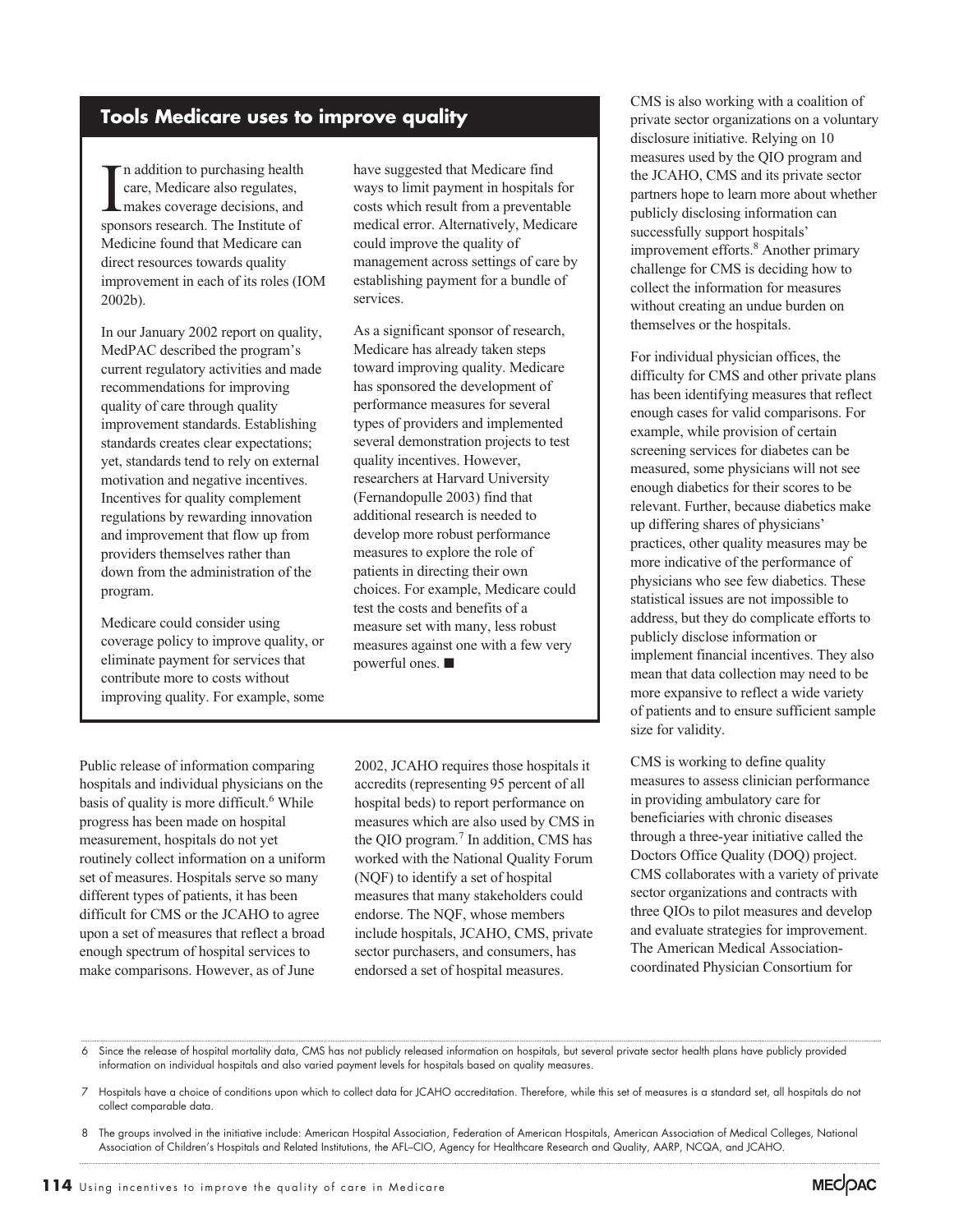## Tools Medicare uses to improve quality

In addition to purchasing health care, Medicare also regulates, makes coverage decisions, and sponsors research. The Institute of Medicine found that Medicare can direct resources towards quality improvement in each of its roles (IOM 2002b).

In our January 2002 report on quality, MedPAC described the program's current regulatory activities and made recommendations for improving quality of care through quality improvement standards. Establishing standards creates clear expectations; yet, standards tend to rely on external motivation and negative incentives. Incentives for quality complement regulations by rewarding innovation and improvement that flow up from providers themselves rather than down from the administration of the program.

Medicare could consider using coverage policy to improve quality, or eliminate payment for services that contribute more to costs without improving quality. For example, some have suggested that Medicare find ways to limit payment in hospitals for costs which result from a preventable medical error. Alternatively, Medicare could improve the quality of management across settings of care by establishing payment for a bundle of services.

As a significant sponsor of research, Medicare has already taken steps toward improving quality. Medicare has sponsored the development of performance measures for several types of providers and implemented several demonstration projects to test quality incentives. However, researchers at Harvard University (Fernandopulle 2003) find that additional research is needed to develop more robust performance measures to explore the role of patients in directing their own choices. For example, Medicare could test the costs and benefits of a measure set with many, less robust measures against one with a few very powerful ones. ■

Public release of information comparing hospitals and individual physicians on the basis of quality is more difficult.[6] While progress has been made on hospital measurement, hospitals do not yet routinely collect information on a uniform set of measures. Hospitals serve so many different types of patients, it has been difficult for CMS or the JCAHO to agree upon a set of measures that reflect a broad enough spectrum of hospital services to make comparisons. However, as of June 2002, JCAHO requires those hospitals it accredits (representing 95 percent of all hospital beds) to report performance on measures which are also used by CMS in the QIO program.[7] In addition, CMS has worked with the National Quality Forum (NQF) to identify a set of hospital measures that many stakeholders could endorse. The NQF, whose members include hospitals, JCAHO, CMS, private sector purchasers, and consumers, has endorsed a set of hospital measures.

CMS is also working with a coalition of private sector organizations on a voluntary disclosure initiative. Relying on 10 measures used by the QIO program and the JCAHO, CMS and its private sector partners hope to learn more about whether publicly disclosing information can successfully support hospitals' improvement efforts.[8] Another primary challenge for CMS is deciding how to collect the information for measures without creating an undue burden on themselves or the hospitals.

For individual physician offices, the difficulty for CMS and other private plans has been identifying measures that reflect enough cases for valid comparisons. For example, while provision of certain screening services for diabetes can be measured, some physicians will not see enough diabetics for their scores to be relevant. Further, because diabetics make up differing shares of physicians' practices, other quality measures may be more indicative of the performance of physicians who see few diabetics. These statistical issues are not impossible to address, but they do complicate efforts to publicly disclose information or implement financial incentives. They also mean that data collection may need to be more expansive to reflect a wide variety of patients and to ensure sufficient sample size for validity.

CMS is working to define quality measures to assess clinician performance in providing ambulatory care for beneficiaries with chronic diseases through a three-year initiative called the Doctors Office Quality (DOQ) project. CMS collaborates with a variety of private sector organizations and contracts with three QIOs to pilot measures and develop and evaluate strategies for improvement. The American Medical Association-coordinated Physician Consortium for

---

6 Since the release of hospital mortality data, CMS has not publicly released information on hospitals, but several private sector health plans have publicly provided information on individual hospitals and also varied payment levels for hospitals based on quality measures.

7 Hospitals have a choice of conditions upon which to collect data for JCAHO accreditation. Therefore, while this set of measures is a standard set, all hospitals do not collect comparable data.

8 The groups involved in the initiative include: American Hospital Association, Federation of American Hospitals, American Association of Medical Colleges, National Association of Children's Hospitals and Related Institutions, the AFL–CIO, Agency for Healthcare Research and Quality, AARP, NCQA, and JCAHO.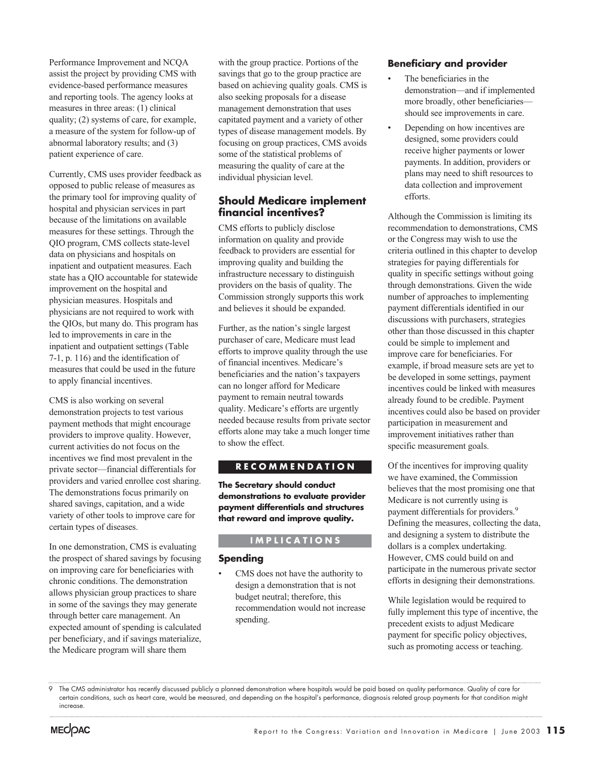Performance Improvement and NCQA assist the project by providing CMS with evidence-based performance measures and reporting tools. The agency looks at measures in three areas: (1) clinical quality; (2) systems of care, for example, a measure of the system for follow-up of abnormal laboratory results; and (3) patient experience of care.

Currently, CMS uses provider feedback as opposed to public release of measures as the primary tool for improving quality of hospital and physician services in part because of the limitations on available measures for these settings. Through the QIO program, CMS collects state-level data on physicians and hospitals on inpatient and outpatient measures. Each state has a QIO accountable for statewide improvement on the hospital and physician measures. Hospitals and physicians are not required to work with the QIOs, but many do. This program has led to improvements in care in the inpatient and outpatient settings (Table 7-1, p. 116) and the identification of measures that could be used in the future to apply financial incentives.

CMS is also working on several demonstration projects to test various payment methods that might encourage providers to improve quality. However, current activities do not focus on the incentives we find most prevalent in the private sector—financial differentials for providers and varied enrollee cost sharing. The demonstrations focus primarily on shared savings, capitation, and a wide variety of other tools to improve care for certain types of diseases.

In one demonstration, CMS is evaluating the prospect of shared savings by focusing on improving care for beneficiaries with chronic conditions. The demonstration allows physician group practices to share in some of the savings they may generate through better care management. An expected amount of spending is calculated per beneficiary, and if savings materialize, the Medicare program will share them with the group practice. Portions of the savings that go to the group practice are based on achieving quality goals. CMS is also seeking proposals for a disease management demonstration that uses capitated payment and a variety of other types of disease management models. By focusing on group practices, CMS avoids some of the statistical problems of measuring the quality of care at the individual physician level.

## Should Medicare implement financial incentives?

CMS efforts to publicly disclose information on quality and provide feedback to providers are essential for improving quality and building the infrastructure necessary to distinguish providers on the basis of quality. The Commission strongly supports this work and believes it should be expanded.

Further, as the nation's single largest purchaser of care, Medicare must lead efforts to improve quality through the use of financial incentives. Medicare's beneficiaries and the nation's taxpayers can no longer afford for Medicare payment to remain neutral towards quality. Medicare's efforts are urgently needed because results from private sector efforts alone may take a much longer time to show the effect.

**RECOMMENDATION**

**The Secretary should conduct demonstrations to evaluate provider payment differentials and structures that reward and improve quality.**

**IMPLICATIONS**

### Spending

- CMS does not have the authority to design a demonstration that is not budget neutral; therefore, this recommendation would not increase spending.

### Beneficiary and provider

- The beneficiaries in the demonstration—and if implemented more broadly, other beneficiaries—should see improvements in care.
- Depending on how incentives are designed, some providers could receive higher payments or lower payments. In addition, providers or plans may need to shift resources to data collection and improvement efforts.

Although the Commission is limiting its recommendation to demonstrations, CMS or the Congress may wish to use the criteria outlined in this chapter to develop strategies for paying differentials for quality in specific settings without going through demonstrations. Given the wide number of approaches to implementing payment differentials identified in our discussions with purchasers, strategies other than those discussed in this chapter could be simple to implement and improve care for beneficiaries. For example, if broad measure sets are yet to be developed in some settings, payment incentives could be linked with measures already found to be credible. Payment incentives could also be based on provider participation in measurement and improvement initiatives rather than specific measurement goals.

Of the incentives for improving quality we have examined, the Commission believes that the most promising one that Medicare is not currently using is payment differentials for providers.[9] Defining the measures, collecting the data, and designing a system to distribute the dollars is a complex undertaking. However, CMS could build on and participate in the numerous private sector efforts in designing their demonstrations.

While legislation would be required to fully implement this type of incentive, the precedent exists to adjust Medicare payment for specific policy objectives, such as promoting access or teaching.

9 The CMS administrator has recently discussed publicly a planned demonstration where hospitals would be paid based on quality performance. Quality of care for certain conditions, such as heart care, would be measured, and depending on the hospital's performance, diagnosis related group payments for that condition might increase.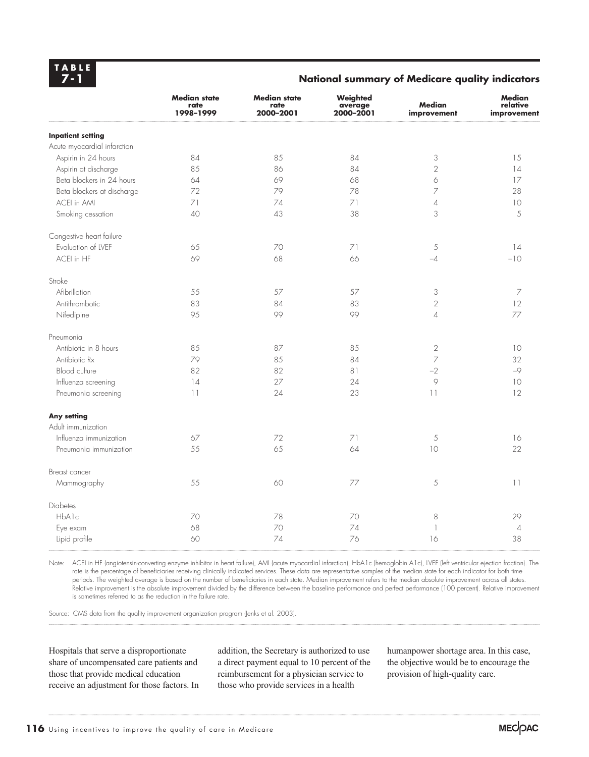**TABLE 7-1**

**National summary of Medicare quality indicators**

| | Median state rate 1998–1999 | Median state rate 2000–2001 | Weighted average 2000–2001 | Median improvement | Median relative improvement |
|---|---|---|---|---|---|
| **Inpatient setting** | | | | | |
| Acute myocardial infarction | | | | | |
| Aspirin in 24 hours | 84 | 85 | 84 | 3 | 15 |
| Aspirin at discharge | 85 | 86 | 84 | 2 | 14 |
| Beta blockers in 24 hours | 64 | 69 | 68 | 6 | 17 |
| Beta blockers at discharge | 72 | 79 | 78 | 7 | 28 |
| ACEI in AMI | 71 | 74 | 71 | 4 | 10 |
| Smoking cessation | 40 | 43 | 38 | 3 | 5 |
| Congestive heart failure | | | | | |
| Evaluation of LVEF | 65 | 70 | 71 | 5 | 14 |
| ACEI in HF | 69 | 68 | 66 | –4 | –10 |
| Stroke | | | | | |
| Afibrillation | 55 | 57 | 57 | 3 | 7 |
| Antithrombotic | 83 | 84 | 83 | 2 | 12 |
| Nifedipine | 95 | 99 | 99 | 4 | 77 |
| Pneumonia | | | | | |
| Antibiotic in 8 hours | 85 | 87 | 85 | 2 | 10 |
| Antibiotic Rx | 79 | 85 | 84 | 7 | 32 |
| Blood culture | 82 | 82 | 81 | –2 | –9 |
| Influenza screening | 14 | 27 | 24 | 9 | 10 |
| Pneumonia screening | 11 | 24 | 23 | 11 | 12 |
| **Any setting** | | | | | |
| Adult immunization | | | | | |
| Influenza immunization | 67 | 72 | 71 | 5 | 16 |
| Pneumonia immunization | 55 | 65 | 64 | 10 | 22 |
| Breast cancer | | | | | |
| Mammography | 55 | 60 | 77 | 5 | 11 |
| Diabetes | | | | | |
| HbA1c | 70 | 78 | 70 | 8 | 29 |
| Eye exam | 68 | 70 | 74 | 1 | 4 |
| Lipid profile | 60 | 74 | 76 | 16 | 38 |

Note: ACEI in HF (angiotensin-converting enzyme inhibitor in heart failure), AMI (acute myocardial infarction), HbA1c (hemoglobin A1c), LVEF (left ventricular ejection fraction). The rate is the percentage of beneficiaries receiving clinically indicated services. These data are representative samples of the median state for each indicator for both time periods. The weighted average is based on the number of beneficiaries in each state. Median improvement refers to the median absolute improvement across all states. Relative improvement is the absolute improvement divided by the difference between the baseline performance and perfect performance (100 percent). Relative improvement is sometimes referred to as the reduction in the failure rate.

Source: CMS data from the quality improvement organization program (Jenks et al. 2003).

Hospitals that serve a disproportionate share of uncompensated care patients and those that provide medical education receive an adjustment for those factors. In addition, the Secretary is authorized to use a direct payment equal to 10 percent of the reimbursement for a physician service to those who provide services in a health humanpower shortage area. In this case, the objective would be to encourage the provision of high-quality care.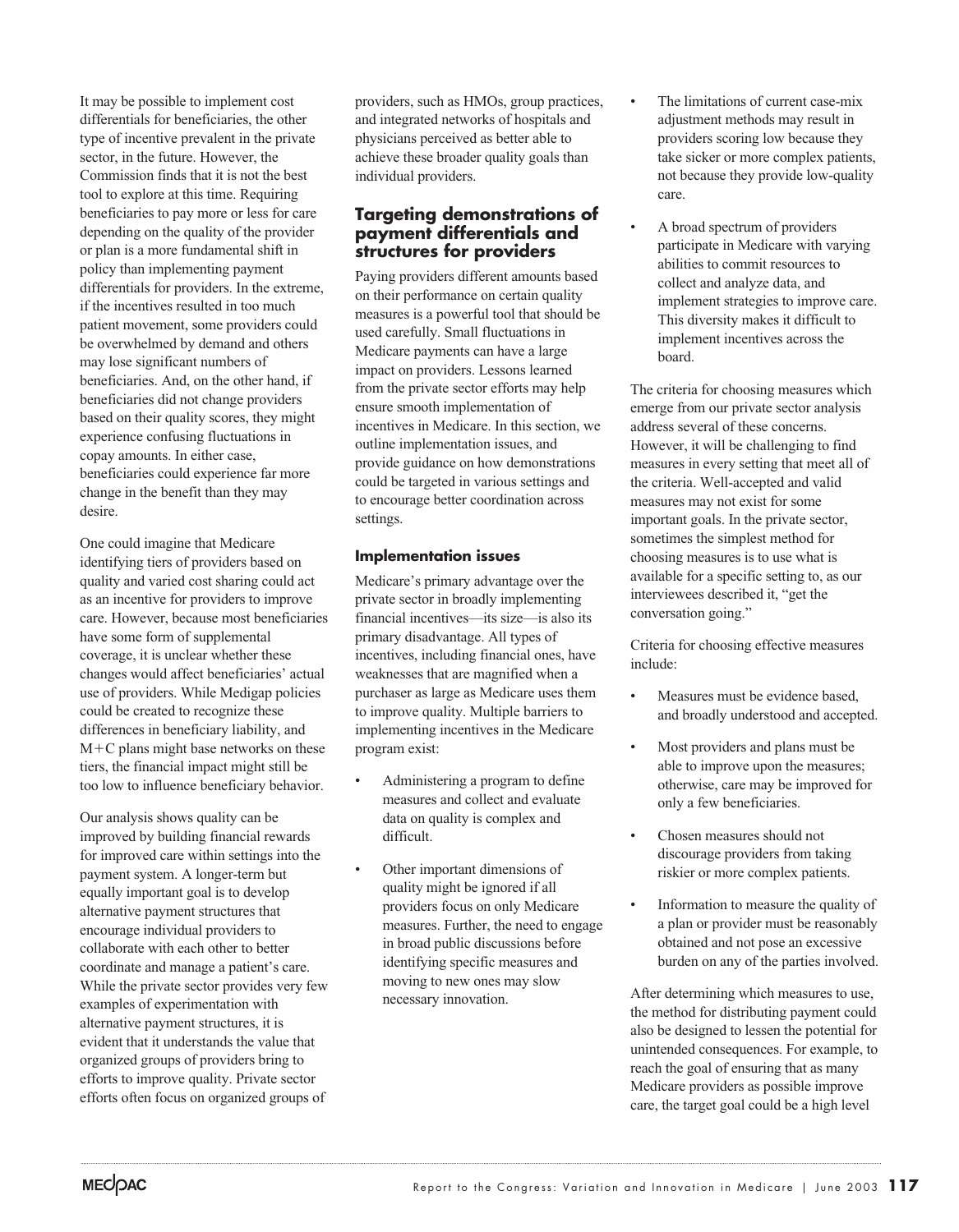It may be possible to implement cost differentials for beneficiaries, the other type of incentive prevalent in the private sector, in the future. However, the Commission finds that it is not the best tool to explore at this time. Requiring beneficiaries to pay more or less for care depending on the quality of the provider or plan is a more fundamental shift in policy than implementing payment differentials for providers. In the extreme, if the incentives resulted in too much patient movement, some providers could be overwhelmed by demand and others may lose significant numbers of beneficiaries. And, on the other hand, if beneficiaries did not change providers based on their quality scores, they might experience confusing fluctuations in copay amounts. In either case, beneficiaries could experience far more change in the benefit than they may desire.

One could imagine that Medicare identifying tiers of providers based on quality and varied cost sharing could act as an incentive for providers to improve care. However, because most beneficiaries have some form of supplemental coverage, it is unclear whether these changes would affect beneficiaries' actual use of providers. While Medigap policies could be created to recognize these differences in beneficiary liability, and M+C plans might base networks on these tiers, the financial impact might still be too low to influence beneficiary behavior.

Our analysis shows quality can be improved by building financial rewards for improved care within settings into the payment system. A longer-term but equally important goal is to develop alternative payment structures that encourage individual providers to collaborate with each other to better coordinate and manage a patient's care. While the private sector provides very few examples of experimentation with alternative payment structures, it is evident that it understands the value that organized groups of providers bring to efforts to improve quality. Private sector efforts often focus on organized groups of providers, such as HMOs, group practices, and integrated networks of hospitals and physicians perceived as better able to achieve these broader quality goals than individual providers.

## Targeting demonstrations of payment differentials and structures for providers

Paying providers different amounts based on their performance on certain quality measures is a powerful tool that should be used carefully. Small fluctuations in Medicare payments can have a large impact on providers. Lessons learned from the private sector efforts may help ensure smooth implementation of incentives in Medicare. In this section, we outline implementation issues, and provide guidance on how demonstrations could be targeted in various settings and to encourage better coordination across settings.

### Implementation issues

Medicare's primary advantage over the private sector in broadly implementing financial incentives—its size—is also its primary disadvantage. All types of incentives, including financial ones, have weaknesses that are magnified when a purchaser as large as Medicare uses them to improve quality. Multiple barriers to implementing incentives in the Medicare program exist:

- Administering a program to define measures and collect and evaluate data on quality is complex and difficult.
- Other important dimensions of quality might be ignored if all providers focus on only Medicare measures. Further, the need to engage in broad public discussions before identifying specific measures and moving to new ones may slow necessary innovation.
- The limitations of current case-mix adjustment methods may result in providers scoring low because they take sicker or more complex patients, not because they provide low-quality care.
- A broad spectrum of providers participate in Medicare with varying abilities to commit resources to collect and analyze data, and implement strategies to improve care. This diversity makes it difficult to implement incentives across the board.

The criteria for choosing measures which emerge from our private sector analysis address several of these concerns. However, it will be challenging to find measures in every setting that meet all of the criteria. Well-accepted and valid measures may not exist for some important goals. In the private sector, sometimes the simplest method for choosing measures is to use what is available for a specific setting to, as our interviewees described it, "get the conversation going."

Criteria for choosing effective measures include:

- Measures must be evidence based, and broadly understood and accepted.
- Most providers and plans must be able to improve upon the measures; otherwise, care may be improved for only a few beneficiaries.
- Chosen measures should not discourage providers from taking riskier or more complex patients.
- Information to measure the quality of a plan or provider must be reasonably obtained and not pose an excessive burden on any of the parties involved.

After determining which measures to use, the method for distributing payment could also be designed to lessen the potential for unintended consequences. For example, to reach the goal of ensuring that as many Medicare providers as possible improve care, the target goal could be a high level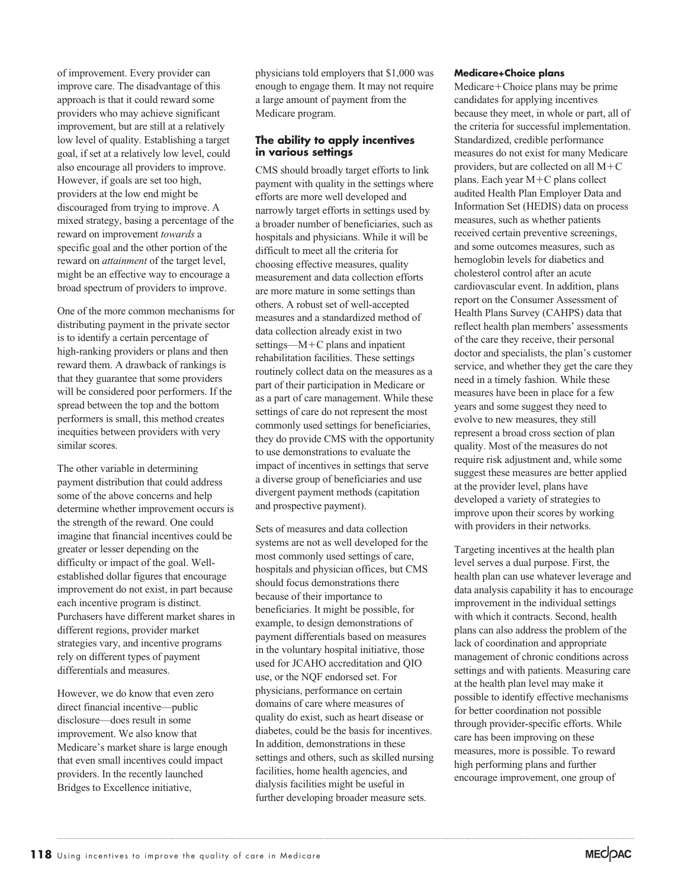of improvement. Every provider can improve care. The disadvantage of this approach is that it could reward some providers who may achieve significant improvement, but are still at a relatively low level of quality. Establishing a target goal, if set at a relatively low level, could also encourage all providers to improve. However, if goals are set too high, providers at the low end might be discouraged from trying to improve. A mixed strategy, basing a percentage of the reward on improvement *towards* a specific goal and the other portion of the reward on *attainment* of the target level, might be an effective way to encourage a broad spectrum of providers to improve.

One of the more common mechanisms for distributing payment in the private sector is to identify a certain percentage of high-ranking providers or plans and then reward them. A drawback of rankings is that they guarantee that some providers will be considered poor performers. If the spread between the top and the bottom performers is small, this method creates inequities between providers with very similar scores.

The other variable in determining payment distribution that could address some of the above concerns and help determine whether improvement occurs is the strength of the reward. One could imagine that financial incentives could be greater or lesser depending on the difficulty or impact of the goal. Well-established dollar figures that encourage improvement do not exist, in part because each incentive program is distinct. Purchasers have different market shares in different regions, provider market strategies vary, and incentive programs rely on different types of payment differentials and measures.

However, we do know that even zero direct financial incentive—public disclosure—does result in some improvement. We also know that Medicare's market share is large enough that even small incentives could impact providers. In the recently launched Bridges to Excellence initiative, physicians told employers that $1,000 was enough to engage them. It may not require a large amount of payment from the Medicare program.

### The ability to apply incentives in various settings

CMS should broadly target efforts to link payment with quality in the settings where efforts are more well developed and narrowly target efforts in settings used by a broader number of beneficiaries, such as hospitals and physicians. While it will be difficult to meet all the criteria for choosing effective measures, quality measurement and data collection efforts are more mature in some settings than others. A robust set of well-accepted measures and a standardized method of data collection already exist in two settings—M+C plans and inpatient rehabilitation facilities. These settings routinely collect data on the measures as a part of their participation in Medicare or as a part of care management. While these settings of care do not represent the most commonly used settings for beneficiaries, they do provide CMS with the opportunity to use demonstrations to evaluate the impact of incentives in settings that serve a diverse group of beneficiaries and use divergent payment methods (capitation and prospective payment).

Sets of measures and data collection systems are not as well developed for the most commonly used settings of care, hospitals and physician offices, but CMS should focus demonstrations there because of their importance to beneficiaries. It might be possible, for example, to design demonstrations of payment differentials based on measures in the voluntary hospital initiative, those used for JCAHO accreditation and QIO use, or the NQF endorsed set. For physicians, performance on certain domains of care where measures of quality do exist, such as heart disease or diabetes, could be the basis for incentives. In addition, demonstrations in these settings and others, such as skilled nursing facilities, home health agencies, and dialysis facilities might be useful in further developing broader measure sets.

#### Medicare+Choice plans

Medicare+Choice plans may be prime candidates for applying incentives because they meet, in whole or part, all of the criteria for successful implementation. Standardized, credible performance measures do not exist for many Medicare providers, but are collected on all M+C plans. Each year M+C plans collect audited Health Plan Employer Data and Information Set (HEDIS) data on process measures, such as whether patients received certain preventive screenings, and some outcomes measures, such as hemoglobin levels for diabetics and cholesterol control after an acute cardiovascular event. In addition, plans report on the Consumer Assessment of Health Plans Survey (CAHPS) data that reflect health plan members' assessments of the care they receive, their personal doctor and specialists, the plan's customer service, and whether they get the care they need in a timely fashion. While these measures have been in place for a few years and some suggest they need to evolve to new measures, they still represent a broad cross section of plan quality. Most of the measures do not require risk adjustment and, while some suggest these measures are better applied at the provider level, plans have developed a variety of strategies to improve upon their scores by working with providers in their networks.

Targeting incentives at the health plan level serves a dual purpose. First, the health plan can use whatever leverage and data analysis capability it has to encourage improvement in the individual settings with which it contracts. Second, health plans can also address the problem of the lack of coordination and appropriate management of chronic conditions across settings and with patients. Measuring care at the health plan level may make it possible to identify effective mechanisms for better coordination not possible through provider-specific efforts. While care has been improving on these measures, more is possible. To reward high performing plans and further encourage improvement, one group of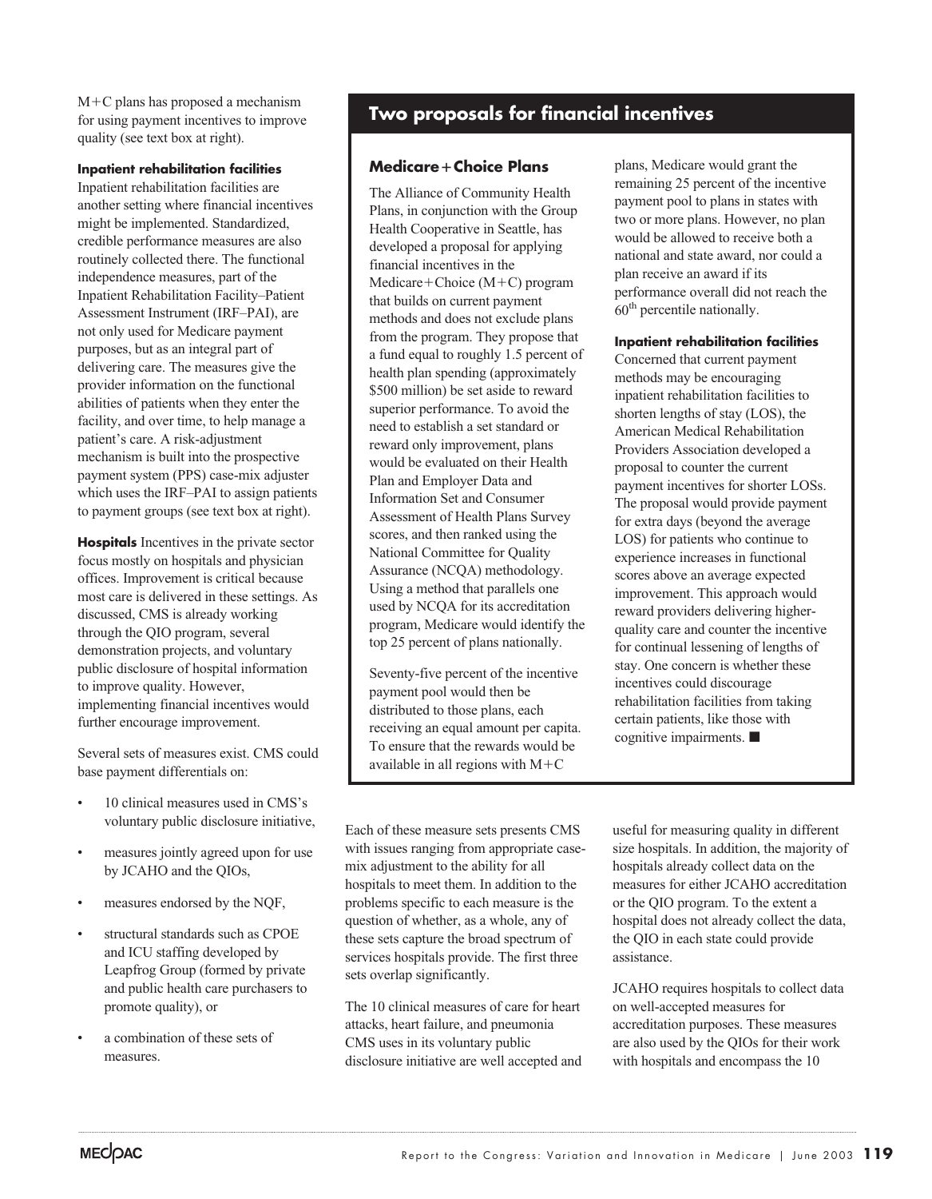M+C plans has proposed a mechanism for using payment incentives to improve quality (see text box at right).

**Inpatient rehabilitation facilities** Inpatient rehabilitation facilities are another setting where financial incentives might be implemented. Standardized, credible performance measures are also routinely collected there. The functional independence measures, part of the Inpatient Rehabilitation Facility–Patient Assessment Instrument (IRF–PAI), are not only used for Medicare payment purposes, but as an integral part of delivering care. The measures give the provider information on the functional abilities of patients when they enter the facility, and over time, to help manage a patient's care. A risk-adjustment mechanism is built into the prospective payment system (PPS) case-mix adjuster which uses the IRF–PAI to assign patients to payment groups (see text box at right).

**Hospitals** Incentives in the private sector focus mostly on hospitals and physician offices. Improvement is critical because most care is delivered in these settings. As discussed, CMS is already working through the QIO program, several demonstration projects, and voluntary public disclosure of hospital information to improve quality. However, implementing financial incentives would further encourage improvement.

Several sets of measures exist. CMS could base payment differentials on:

- 10 clinical measures used in CMS's voluntary public disclosure initiative,
- measures jointly agreed upon for use by JCAHO and the QIOs,
- measures endorsed by the NQF,
- structural standards such as CPOE and ICU staffing developed by Leapfrog Group (formed by private and public health care purchasers to promote quality), or
- a combination of these sets of measures.

## Two proposals for financial incentives

### Medicare+Choice Plans

The Alliance of Community Health Plans, in conjunction with the Group Health Cooperative in Seattle, has developed a proposal for applying financial incentives in the Medicare+Choice (M+C) program that builds on current payment methods and does not exclude plans from the program. They propose that a fund equal to roughly 1.5 percent of health plan spending (approximately \$500 million) be set aside to reward superior performance. To avoid the need to establish a set standard or reward only improvement, plans would be evaluated on their Health Plan and Employer Data and Information Set and Consumer Assessment of Health Plans Survey scores, and then ranked using the National Committee for Quality Assurance (NCQA) methodology. Using a method that parallels one used by NCQA for its accreditation program, Medicare would identify the top 25 percent of plans nationally.

Seventy-five percent of the incentive payment pool would then be distributed to those plans, each receiving an equal amount per capita. To ensure that the rewards would be available in all regions with M+C plans, Medicare would grant the remaining 25 percent of the incentive payment pool to plans in states with two or more plans. However, no plan would be allowed to receive both a national and state award, nor could a plan receive an award if its performance overall did not reach the 60th percentile nationally.

### Inpatient rehabilitation facilities

Concerned that current payment methods may be encouraging inpatient rehabilitation facilities to shorten lengths of stay (LOS), the American Medical Rehabilitation Providers Association developed a proposal to counter the current payment incentives for shorter LOSs. The proposal would provide payment for extra days (beyond the average LOS) for patients who continue to experience increases in functional scores above an average expected improvement. This approach would reward providers delivering higher-quality care and counter the incentive for continual lessening of lengths of stay. One concern is whether these incentives could discourage rehabilitation facilities from taking certain patients, like those with cognitive impairments. ■

---

Each of these measure sets presents CMS with issues ranging from appropriate case-mix adjustment to the ability for all hospitals to meet them. In addition to the problems specific to each measure is the question of whether, as a whole, any of these sets capture the broad spectrum of services hospitals provide. The first three sets overlap significantly.

The 10 clinical measures of care for heart attacks, heart failure, and pneumonia CMS uses in its voluntary public disclosure initiative are well accepted and useful for measuring quality in different size hospitals. In addition, the majority of hospitals already collect data on the measures for either JCAHO accreditation or the QIO program. To the extent a hospital does not already collect the data, the QIO in each state could provide assistance.

JCAHO requires hospitals to collect data on well-accepted measures for accreditation purposes. These measures are also used by the QIOs for their work with hospitals and encompass the 10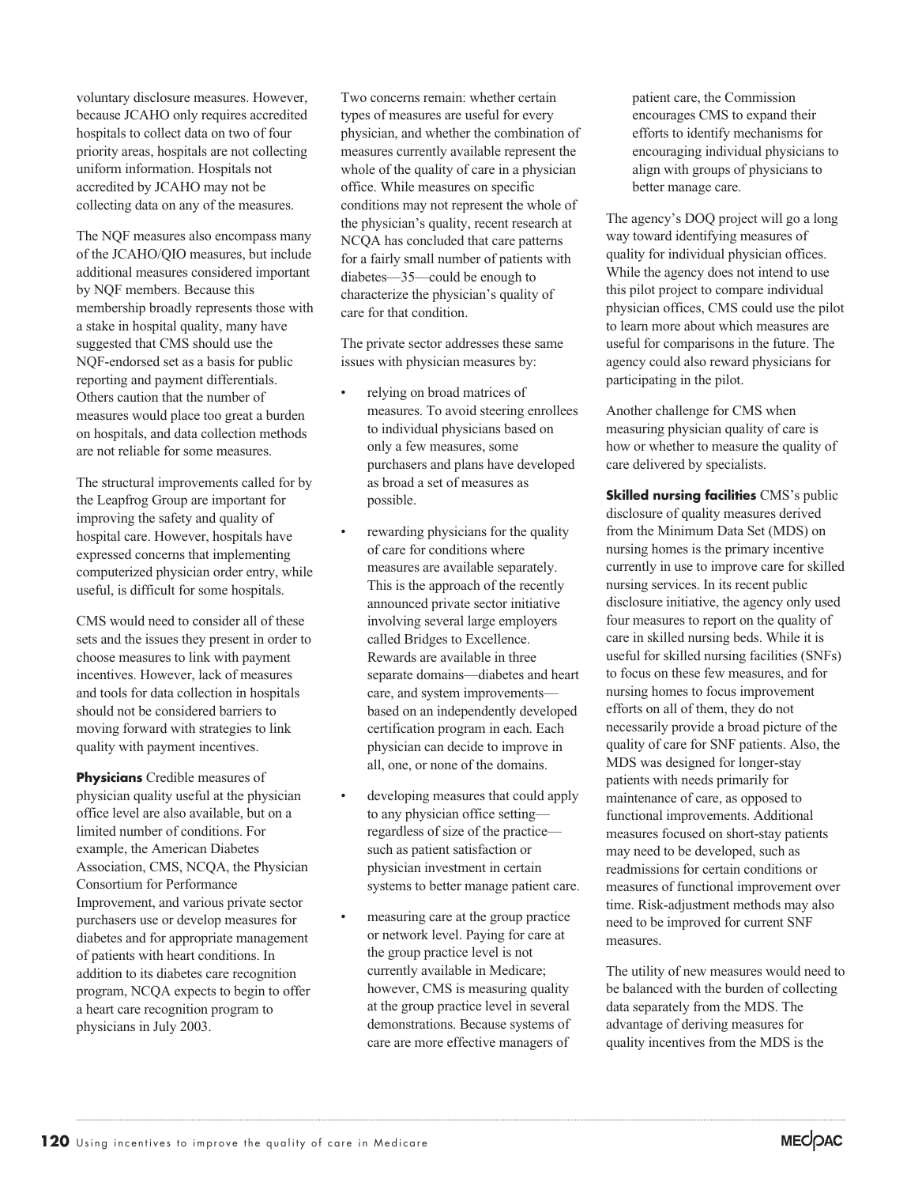voluntary disclosure measures. However, because JCAHO only requires accredited hospitals to collect data on two of four priority areas, hospitals are not collecting uniform information. Hospitals not accredited by JCAHO may not be collecting data on any of the measures.

The NQF measures also encompass many of the JCAHO/QIO measures, but include additional measures considered important by NQF members. Because this membership broadly represents those with a stake in hospital quality, many have suggested that CMS should use the NQF-endorsed set as a basis for public reporting and payment differentials. Others caution that the number of measures would place too great a burden on hospitals, and data collection methods are not reliable for some measures.

The structural improvements called for by the Leapfrog Group are important for improving the safety and quality of hospital care. However, hospitals have expressed concerns that implementing computerized physician order entry, while useful, is difficult for some hospitals.

CMS would need to consider all of these sets and the issues they present in order to choose measures to link with payment incentives. However, lack of measures and tools for data collection in hospitals should not be considered barriers to moving forward with strategies to link quality with payment incentives.

**Physicians** Credible measures of physician quality useful at the physician office level are also available, but on a limited number of conditions. For example, the American Diabetes Association, CMS, NCQA, the Physician Consortium for Performance Improvement, and various private sector purchasers use or develop measures for diabetes and for appropriate management of patients with heart conditions. In addition to its diabetes care recognition program, NCQA expects to begin to offer a heart care recognition program to physicians in July 2003.

Two concerns remain: whether certain types of measures are useful for every physician, and whether the combination of measures currently available represent the whole of the quality of care in a physician office. While measures on specific conditions may not represent the whole of the physician's quality, recent research at NCQA has concluded that care patterns for a fairly small number of patients with diabetes—35—could be enough to characterize the physician's quality of care for that condition.

The private sector addresses these same issues with physician measures by:

- relying on broad matrices of measures. To avoid steering enrollees to individual physicians based on only a few measures, some purchasers and plans have developed as broad a set of measures as possible.
- rewarding physicians for the quality of care for conditions where measures are available separately. This is the approach of the recently announced private sector initiative involving several large employers called Bridges to Excellence. Rewards are available in three separate domains—diabetes and heart care, and system improvements—based on an independently developed certification program in each. Each physician can decide to improve in all, one, or none of the domains.
- developing measures that could apply to any physician office setting—regardless of size of the practice—such as patient satisfaction or physician investment in certain systems to better manage patient care.
- measuring care at the group practice or network level. Paying for care at the group practice level is not currently available in Medicare; however, CMS is measuring quality at the group practice level in several demonstrations. Because systems of care are more effective managers of patient care, the Commission encourages CMS to expand their efforts to identify mechanisms for encouraging individual physicians to align with groups of physicians to better manage care.

The agency's DOQ project will go a long way toward identifying measures of quality for individual physician offices. While the agency does not intend to use this pilot project to compare individual physician offices, CMS could use the pilot to learn more about which measures are useful for comparisons in the future. The agency could also reward physicians for participating in the pilot.

Another challenge for CMS when measuring physician quality of care is how or whether to measure the quality of care delivered by specialists.

**Skilled nursing facilities** CMS's public disclosure of quality measures derived from the Minimum Data Set (MDS) on nursing homes is the primary incentive currently in use to improve care for skilled nursing services. In its recent public disclosure initiative, the agency only used four measures to report on the quality of care in skilled nursing beds. While it is useful for skilled nursing facilities (SNFs) to focus on these few measures, and for nursing homes to focus improvement efforts on all of them, they do not necessarily provide a broad picture of the quality of care for SNF patients. Also, the MDS was designed for longer-stay patients with needs primarily for maintenance of care, as opposed to functional improvements. Additional measures focused on short-stay patients may need to be developed, such as readmissions for certain conditions or measures of functional improvement over time. Risk-adjustment methods may also need to be improved for current SNF measures.

The utility of new measures would need to be balanced with the burden of collecting data separately from the MDS. The advantage of deriving measures for quality incentives from the MDS is the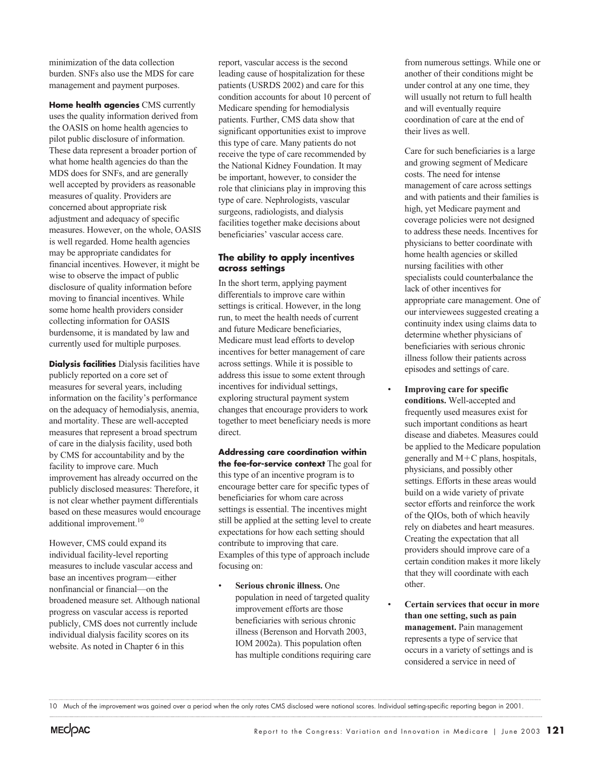minimization of the data collection burden. SNFs also use the MDS for care management and payment purposes.

**Home health agencies** CMS currently uses the quality information derived from the OASIS on home health agencies to pilot public disclosure of information. These data represent a broader portion of what home health agencies do than the MDS does for SNFs, and are generally well accepted by providers as reasonable measures of quality. Providers are concerned about appropriate risk adjustment and adequacy of specific measures. However, on the whole, OASIS is well regarded. Home health agencies may be appropriate candidates for financial incentives. However, it might be wise to observe the impact of public disclosure of quality information before moving to financial incentives. While some home health providers consider collecting information for OASIS burdensome, it is mandated by law and currently used for multiple purposes.

**Dialysis facilities** Dialysis facilities have publicly reported on a core set of measures for several years, including information on the facility's performance on the adequacy of hemodialysis, anemia, and mortality. These are well-accepted measures that represent a broad spectrum of care in the dialysis facility, used both by CMS for accountability and by the facility to improve care. Much improvement has already occurred on the publicly disclosed measures: Therefore, it is not clear whether payment differentials based on these measures would encourage additional improvement.[10]

However, CMS could expand its individual facility-level reporting measures to include vascular access and base an incentives program—either nonfinancial or financial—on the broadened measure set. Although national progress on vascular access is reported publicly, CMS does not currently include individual dialysis facility scores on its website. As noted in Chapter 6 in this report, vascular access is the second leading cause of hospitalization for these patients (USRDS 2002) and care for this condition accounts for about 10 percent of Medicare spending for hemodialysis patients. Further, CMS data show that significant opportunities exist to improve this type of care. Many patients do not receive the type of care recommended by the National Kidney Foundation. It may be important, however, to consider the role that clinicians play in improving this type of care. Nephrologists, vascular surgeons, radiologists, and dialysis facilities together make decisions about beneficiaries' vascular access care.

### The ability to apply incentives across settings

In the short term, applying payment differentials to improve care within settings is critical. However, in the long run, to meet the health needs of current and future Medicare beneficiaries, Medicare must lead efforts to develop incentives for better management of care across settings. While it is possible to address this issue to some extent through incentives for individual settings, exploring structural payment system changes that encourage providers to work together to meet beneficiary needs is more direct.

**Addressing care coordination within the fee-for-service context** The goal for this type of an incentive program is to encourage better care for specific types of beneficiaries for whom care across settings is essential. The incentives might still be applied at the setting level to create expectations for how each setting should contribute to improving that care. Examples of this type of approach include focusing on:

- **Serious chronic illness.** One population in need of targeted quality improvement efforts are those beneficiaries with serious chronic illness (Berenson and Horvath 2003, IOM 2002a). This population often has multiple conditions requiring care from numerous settings. While one or another of their conditions might be under control at any one time, they will usually not return to full health and will eventually require coordination of care at the end of their lives as well.

  Care for such beneficiaries is a large and growing segment of Medicare costs. The need for intense management of care across settings and with patients and their families is high, yet Medicare payment and coverage policies were not designed to address these needs. Incentives for physicians to better coordinate with home health agencies or skilled nursing facilities with other specialists could counterbalance the lack of other incentives for appropriate care management. One of our interviewees suggested creating a continuity index using claims data to determine whether physicians of beneficiaries with serious chronic illness follow their patients across episodes and settings of care.

- **Improving care for specific conditions.** Well-accepted and frequently used measures exist for such important conditions as heart disease and diabetes. Measures could be applied to the Medicare population generally and M+C plans, hospitals, physicians, and possibly other settings. Efforts in these areas would build on a wide variety of private sector efforts and reinforce the work of the QIOs, both of which heavily rely on diabetes and heart measures. Creating the expectation that all providers should improve care of a certain condition makes it more likely that they will coordinate with each other.

- **Certain services that occur in more than one setting, such as pain management.** Pain management represents a type of service that occurs in a variety of settings and is considered a service in need of

---

10 Much of the improvement was gained over a period when the only rates CMS disclosed were national scores. Individual setting-specific reporting began in 2001.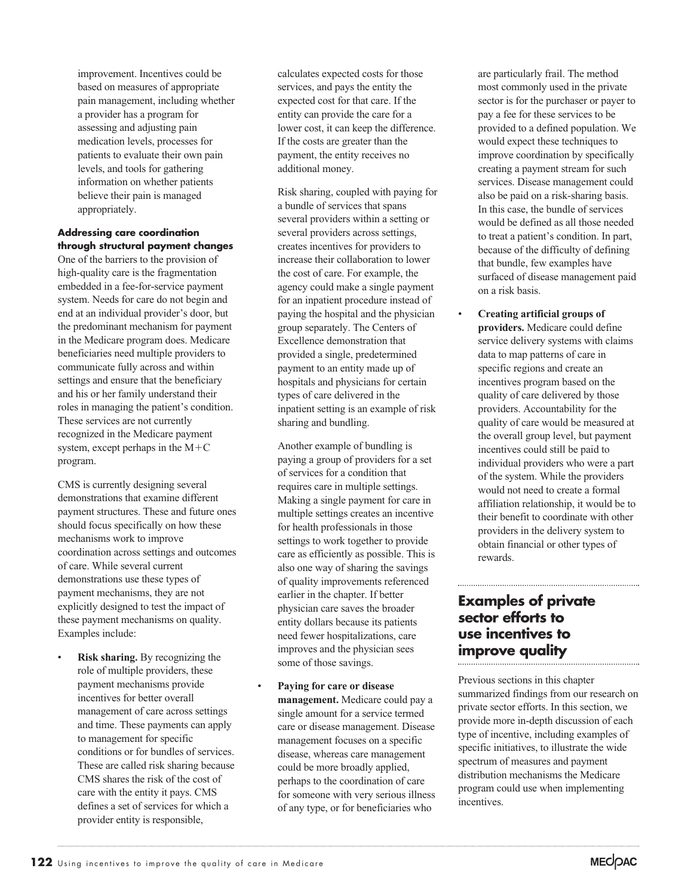improvement. Incentives could be based on measures of appropriate pain management, including whether a provider has a program for assessing and adjusting pain medication levels, processes for patients to evaluate their own pain levels, and tools for gathering information on whether patients believe their pain is managed appropriately.

#### Addressing care coordination through structural payment changes

One of the barriers to the provision of high-quality care is the fragmentation embedded in a fee-for-service payment system. Needs for care do not begin and end at an individual provider's door, but the predominant mechanism for payment in the Medicare program does. Medicare beneficiaries need multiple providers to communicate fully across and within settings and ensure that the beneficiary and his or her family understand their roles in managing the patient's condition. These services are not currently recognized in the Medicare payment system, except perhaps in the M+C program.

CMS is currently designing several demonstrations that examine different payment structures. These and future ones should focus specifically on how these mechanisms work to improve coordination across settings and outcomes of care. While several current demonstrations use these types of payment mechanisms, they are not explicitly designed to test the impact of these payment mechanisms on quality. Examples include:

- **Risk sharing.** By recognizing the role of multiple providers, these payment mechanisms provide incentives for better overall management of care across settings and time. These payments can apply to management for specific conditions or for bundles of services. These are called risk sharing because CMS shares the risk of the cost of care with the entity it pays. CMS defines a set of services for which a provider entity is responsible, calculates expected costs for those services, and pays the entity the expected cost for that care. If the entity can provide the care for a lower cost, it can keep the difference. If the costs are greater than the payment, the entity receives no additional money.

  Risk sharing, coupled with paying for a bundle of services that spans several providers within a setting or several providers across settings, creates incentives for providers to increase their collaboration to lower the cost of care. For example, the agency could make a single payment for an inpatient procedure instead of paying the hospital and the physician group separately. The Centers of Excellence demonstration that provided a single, predetermined payment to an entity made up of hospitals and physicians for certain types of care delivered in the inpatient setting is an example of risk sharing and bundling.

  Another example of bundling is paying a group of providers for a set of services for a condition that requires care in multiple settings. Making a single payment for care in multiple settings creates an incentive for health professionals in those settings to work together to provide care as efficiently as possible. This is also one way of sharing the savings of quality improvements referenced earlier in the chapter. If better physician care saves the broader entity dollars because its patients need fewer hospitalizations, care improves and the physician sees some of those savings.

- **Paying for care or disease management.** Medicare could pay a single amount for a service termed care or disease management. Disease management focuses on a specific disease, whereas care management could be more broadly applied, perhaps to the coordination of care for someone with very serious illness of any type, or for beneficiaries who are particularly frail. The method most commonly used in the private sector is for the purchaser or payer to pay a fee for these services to be provided to a defined population. We would expect these techniques to improve coordination by specifically creating a payment stream for such services. Disease management could also be paid on a risk-sharing basis. In this case, the bundle of services would be defined as all those needed to treat a patient's condition. In part, because of the difficulty of defining that bundle, few examples have surfaced of disease management paid on a risk basis.

- **Creating artificial groups of providers.** Medicare could define service delivery systems with claims data to map patterns of care in specific regions and create an incentives program based on the quality of care delivered by those providers. Accountability for the quality of care would be measured at the overall group level, but payment incentives could still be paid to individual providers who were a part of the system. While the providers would not need to create a formal affiliation relationship, it would be to their benefit to coordinate with other providers in the delivery system to obtain financial or other types of rewards.

## Examples of private sector efforts to use incentives to improve quality

Previous sections in this chapter summarized findings from our research on private sector efforts. In this section, we provide more in-depth discussion of each type of incentive, including examples of specific initiatives, to illustrate the wide spectrum of measures and payment distribution mechanisms the Medicare program could use when implementing incentives.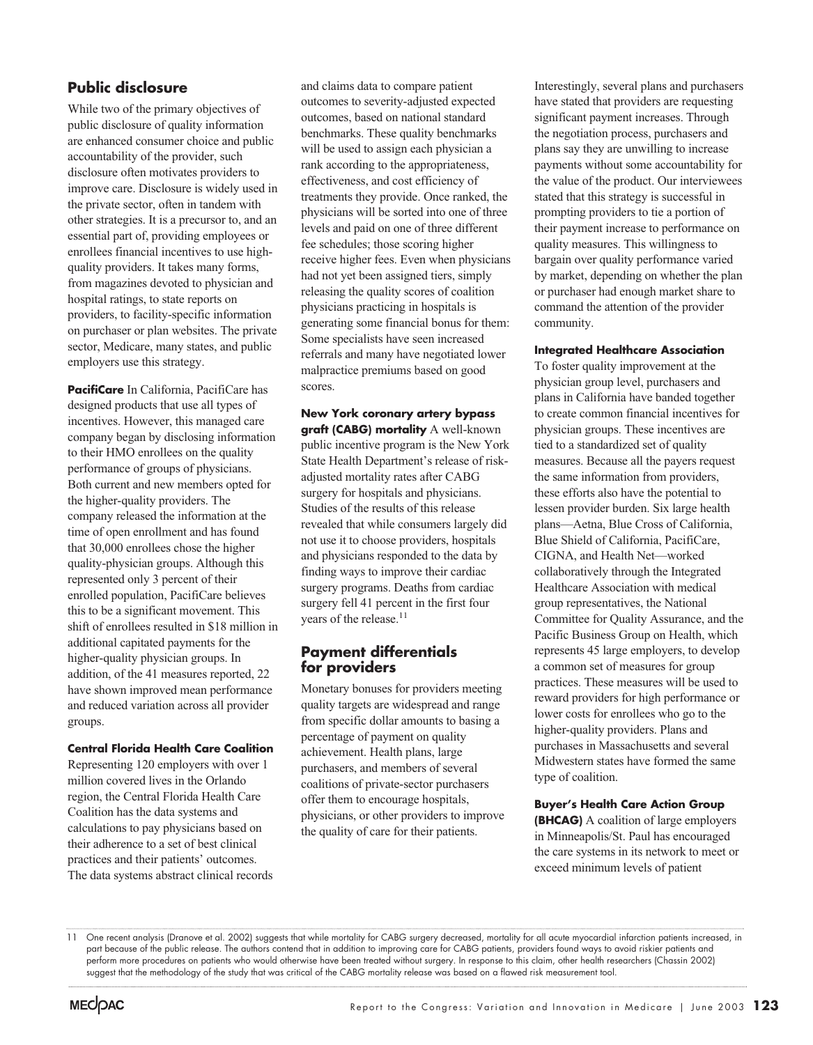## Public disclosure

While two of the primary objectives of public disclosure of quality information are enhanced consumer choice and public accountability of the provider, such disclosure often motivates providers to improve care. Disclosure is widely used in the private sector, often in tandem with other strategies. It is a precursor to, and an essential part of, providing employees or enrollees financial incentives to use high-quality providers. It takes many forms, from magazines devoted to physician and hospital ratings, to state reports on providers, to facility-specific information on purchaser or plan websites. The private sector, Medicare, many states, and public employers use this strategy.

**PacifiCare** In California, PacifiCare has designed products that use all types of incentives. However, this managed care company began by disclosing information to their HMO enrollees on the quality performance of groups of physicians. Both current and new members opted for the higher-quality providers. The company released the information at the time of open enrollment and has found that 30,000 enrollees chose the higher quality-physician groups. Although this represented only 3 percent of their enrolled population, PacifiCare believes this to be a significant movement. This shift of enrollees resulted in $18 million in additional capitated payments for the higher-quality physician groups. In addition, of the 41 measures reported, 22 have shown improved mean performance and reduced variation across all provider groups.

**Central Florida Health Care Coalition**
Representing 120 employers with over 1 million covered lives in the Orlando region, the Central Florida Health Care Coalition has the data systems and calculations to pay physicians based on their adherence to a set of best clinical practices and their patients' outcomes. The data systems abstract clinical records and claims data to compare patient outcomes to severity-adjusted expected outcomes, based on national standard benchmarks. These quality benchmarks will be used to assign each physician a rank according to the appropriateness, effectiveness, and cost efficiency of treatments they provide. Once ranked, the physicians will be sorted into one of three levels and paid on one of three different fee schedules; those scoring higher receive higher fees. Even when physicians had not yet been assigned tiers, simply releasing the quality scores of coalition physicians practicing in hospitals is generating some financial bonus for them: Some specialists have seen increased referrals and many have negotiated lower malpractice premiums based on good scores.

**New York coronary artery bypass graft (CABG) mortality** A well-known public incentive program is the New York State Health Department's release of risk-adjusted mortality rates after CABG surgery for hospitals and physicians. Studies of the results of this release revealed that while consumers largely did not use it to choose providers, hospitals and physicians responded to the data by finding ways to improve their cardiac surgery programs. Deaths from cardiac surgery fell 41 percent in the first four years of the release.[11]

## Payment differentials for providers

Monetary bonuses for providers meeting quality targets are widespread and range from specific dollar amounts to basing a percentage of payment on quality achievement. Health plans, large purchasers, and members of several coalitions of private-sector purchasers offer them to encourage hospitals, physicians, or other providers to improve the quality of care for their patients.

Interestingly, several plans and purchasers have stated that providers are requesting significant payment increases. Through the negotiation process, purchasers and plans say they are unwilling to increase payments without some accountability for the value of the product. Our interviewees stated that this strategy is successful in prompting providers to tie a portion of their payment increase to performance on quality measures. This willingness to bargain over quality performance varied by market, depending on whether the plan or purchaser had enough market share to command the attention of the provider community.

**Integrated Healthcare Association**
To foster quality improvement at the physician group level, purchasers and plans in California have banded together to create common financial incentives for physician groups. These incentives are tied to a standardized set of quality measures. Because all the payers request the same information from providers, these efforts also have the potential to lessen provider burden. Six large health plans—Aetna, Blue Cross of California, Blue Shield of California, PacifiCare, CIGNA, and Health Net—worked collaboratively through the Integrated Healthcare Association with medical group representatives, the National Committee for Quality Assurance, and the Pacific Business Group on Health, which represents 45 large employers, to develop a common set of measures for group practices. These measures will be used to reward providers for high performance or lower costs for enrollees who go to the higher-quality providers. Plans and purchases in Massachusetts and several Midwestern states have formed the same type of coalition.

**Buyer's Health Care Action Group (BHCAG)** A coalition of large employers in Minneapolis/St. Paul has encouraged the care systems in its network to meet or exceed minimum levels of patient

---

11 One recent analysis (Dranove et al. 2002) suggests that while mortality for CABG surgery decreased, mortality for all acute myocardial infarction patients increased, in part because of the public release. The authors contend that in addition to improving care for CABG patients, providers found ways to avoid riskier patients and perform more procedures on patients who would otherwise have been treated without surgery. In response to this claim, other health researchers (Chassin 2002) suggest that the methodology of the study that was critical of the CABG mortality release was based on a flawed risk measurement tool.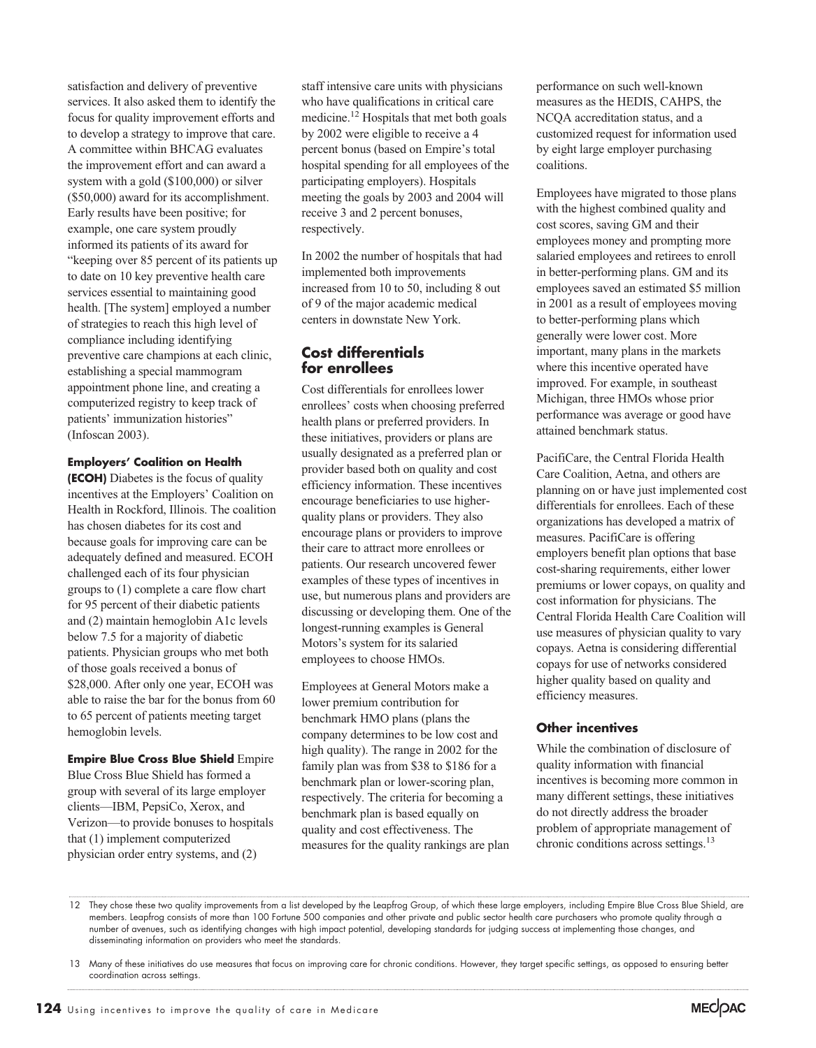satisfaction and delivery of preventive services. It also asked them to identify the focus for quality improvement efforts and to develop a strategy to improve that care. A committee within BHCAG evaluates the improvement effort and can award a system with a gold ($100,000) or silver ($50,000) award for its accomplishment. Early results have been positive; for example, one care system proudly informed its patients of its award for "keeping over 85 percent of its patients up to date on 10 key preventive health care services essential to maintaining good health. [The system] employed a number of strategies to reach this high level of compliance including identifying preventive care champions at each clinic, establishing a special mammogram appointment phone line, and creating a computerized registry to keep track of patients' immunization histories" (Infoscan 2003).

**Employers' Coalition on Health (ECOH)** Diabetes is the focus of quality incentives at the Employers' Coalition on Health in Rockford, Illinois. The coalition has chosen diabetes for its cost and because goals for improving care can be adequately defined and measured. ECOH challenged each of its four physician groups to (1) complete a care flow chart for 95 percent of their diabetic patients and (2) maintain hemoglobin A1c levels below 7.5 for a majority of diabetic patients. Physician groups who met both of those goals received a bonus of $28,000. After only one year, ECOH was able to raise the bar for the bonus from 60 to 65 percent of patients meeting target hemoglobin levels.

**Empire Blue Cross Blue Shield** Empire Blue Cross Blue Shield has formed a group with several of its large employer clients—IBM, PepsiCo, Xerox, and Verizon—to provide bonuses to hospitals that (1) implement computerized physician order entry systems, and (2) staff intensive care units with physicians who have qualifications in critical care medicine.[12] Hospitals that met both goals by 2002 were eligible to receive a 4 percent bonus (based on Empire's total hospital spending for all employees of the participating employers). Hospitals meeting the goals by 2003 and 2004 will receive 3 and 2 percent bonuses, respectively.

In 2002 the number of hospitals that had implemented both improvements increased from 10 to 50, including 8 out of 9 of the major academic medical centers in downstate New York.

## Cost differentials for enrollees

Cost differentials for enrollees lower enrollees' costs when choosing preferred health plans or preferred providers. In these initiatives, providers or plans are usually designated as a preferred plan or provider based both on quality and cost efficiency information. These incentives encourage beneficiaries to use higher-quality plans or providers. They also encourage plans or providers to improve their care to attract more enrollees or patients. Our research uncovered fewer examples of these types of incentives in use, but numerous plans and providers are discussing or developing them. One of the longest-running examples is General Motors's system for its salaried employees to choose HMOs.

Employees at General Motors make a lower premium contribution for benchmark HMO plans (plans the company determines to be low cost and high quality). The range in 2002 for the family plan was from $38 to $186 for a benchmark plan or lower-scoring plan, respectively. The criteria for becoming a benchmark plan is based equally on quality and cost effectiveness. The measures for the quality rankings are plan performance on such well-known measures as the HEDIS, CAHPS, the NCQA accreditation status, and a customized request for information used by eight large employer purchasing coalitions.

Employees have migrated to those plans with the highest combined quality and cost scores, saving GM and their employees money and prompting more salaried employees and retirees to enroll in better-performing plans. GM and its employees saved an estimated $5 million in 2001 as a result of employees moving to better-performing plans which generally were lower cost. More important, many plans in the markets where this incentive operated have improved. For example, in southeast Michigan, three HMOs whose prior performance was average or good have attained benchmark status.

PacifiCare, the Central Florida Health Care Coalition, Aetna, and others are planning on or have just implemented cost differentials for enrollees. Each of these organizations has developed a matrix of measures. PacifiCare is offering employers benefit plan options that base cost-sharing requirements, either lower premiums or lower copays, on quality and cost information for physicians. The Central Florida Health Care Coalition will use measures of physician quality to vary copays. Aetna is considering differential copays for use of networks considered higher quality based on quality and efficiency measures.

### Other incentives

While the combination of disclosure of quality information with financial incentives is becoming more common in many different settings, these initiatives do not directly address the broader problem of appropriate management of chronic conditions across settings.[13]

---

12 They chose these two quality improvements from a list developed by the Leapfrog Group, of which these large employers, including Empire Blue Cross Blue Shield, are members. Leapfrog consists of more than 100 Fortune 500 companies and other private and public sector health care purchasers who promote quality through a number of avenues, such as identifying changes with high impact potential, developing standards for judging success at implementing those changes, and disseminating information on providers who meet the standards.

13 Many of these initiatives do use measures that focus on improving care for chronic conditions. However, they target specific settings, as opposed to ensuring better coordination across settings.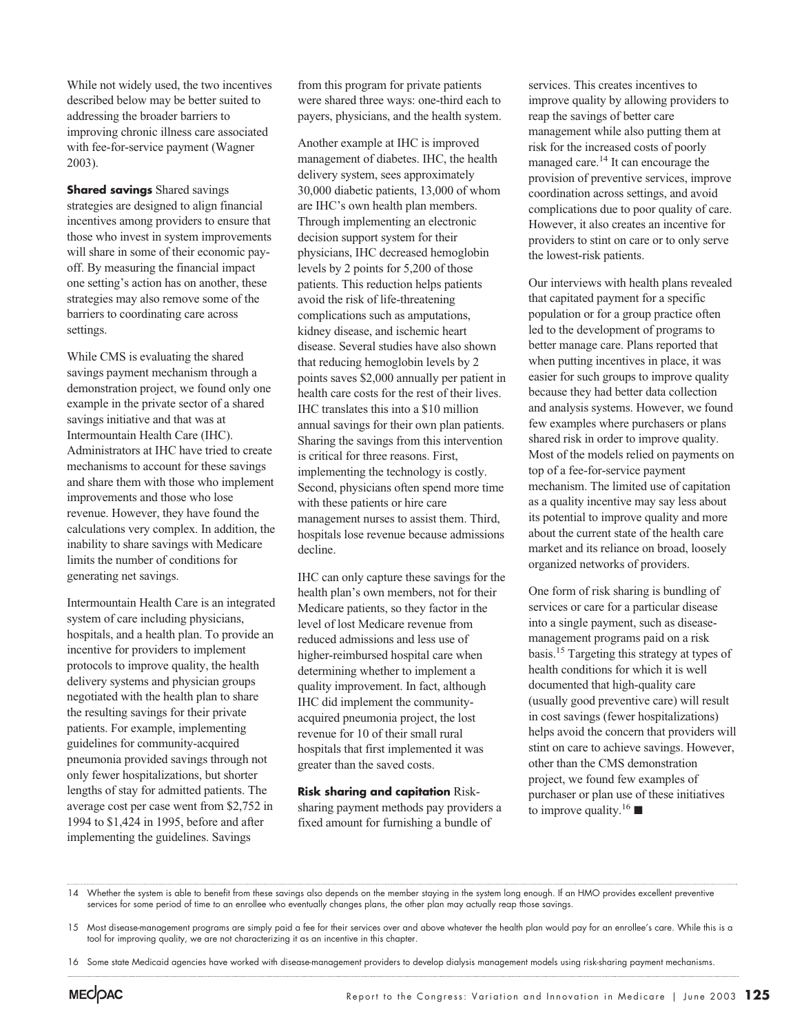While not widely used, the two incentives described below may be better suited to addressing the broader barriers to improving chronic illness care associated with fee-for-service payment (Wagner 2003).

**Shared savings** Shared savings strategies are designed to align financial incentives among providers to ensure that those who invest in system improvements will share in some of their economic payoff. By measuring the financial impact one setting's action has on another, these strategies may also remove some of the barriers to coordinating care across settings.

While CMS is evaluating the shared savings payment mechanism through a demonstration project, we found only one example in the private sector of a shared savings initiative and that was at Intermountain Health Care (IHC). Administrators at IHC have tried to create mechanisms to account for these savings and share them with those who implement improvements and those who lose revenue. However, they have found the calculations very complex. In addition, the inability to share savings with Medicare limits the number of conditions for generating net savings.

Intermountain Health Care is an integrated system of care including physicians, hospitals, and a health plan. To provide an incentive for providers to implement protocols to improve quality, the health delivery systems and physician groups negotiated with the health plan to share the resulting savings for their private patients. For example, implementing guidelines for community-acquired pneumonia provided savings through not only fewer hospitalizations, but shorter lengths of stay for admitted patients. The average cost per case went from $2,752 in 1994 to $1,424 in 1995, before and after implementing the guidelines. Savings from this program for private patients were shared three ways: one-third each to payers, physicians, and the health system.

Another example at IHC is improved management of diabetes. IHC, the health delivery system, sees approximately 30,000 diabetic patients, 13,000 of whom are IHC's own health plan members. Through implementing an electronic decision support system for their physicians, IHC decreased hemoglobin levels by 2 points for 5,200 of those patients. This reduction helps patients avoid the risk of life-threatening complications such as amputations, kidney disease, and ischemic heart disease. Several studies have also shown that reducing hemoglobin levels by 2 points saves $2,000 annually per patient in health care costs for the rest of their lives. IHC translates this into a $10 million annual savings for their own plan patients. Sharing the savings from this intervention is critical for three reasons. First, implementing the technology is costly. Second, physicians often spend more time with these patients or hire care management nurses to assist them. Third, hospitals lose revenue because admissions decline.

IHC can only capture these savings for the health plan's own members, not for their Medicare patients, so they factor in the level of lost Medicare revenue from reduced admissions and less use of higher-reimbursed hospital care when determining whether to implement a quality improvement. In fact, although IHC did implement the community-acquired pneumonia project, the lost revenue for 10 of their small rural hospitals that first implemented it was greater than the saved costs.

**Risk sharing and capitation** Risk-sharing payment methods pay providers a fixed amount for furnishing a bundle of services. This creates incentives to improve quality by allowing providers to reap the savings of better care management while also putting them at risk for the increased costs of poorly managed care.[14] It can encourage the provision of preventive services, improve coordination across settings, and avoid complications due to poor quality of care. However, it also creates an incentive for providers to stint on care or to only serve the lowest-risk patients.

Our interviews with health plans revealed that capitated payment for a specific population or for a group practice often led to the development of programs to better manage care. Plans reported that when putting incentives in place, it was easier for such groups to improve quality because they had better data collection and analysis systems. However, we found few examples where purchasers or plans shared risk in order to improve quality. Most of the models relied on payments on top of a fee-for-service payment mechanism. The limited use of capitation as a quality incentive may say less about its potential to improve quality and more about the current state of the health care market and its reliance on broad, loosely organized networks of providers.

One form of risk sharing is bundling of services or care for a particular disease into a single payment, such as disease-management programs paid on a risk basis.[15] Targeting this strategy at types of health conditions for which it is well documented that high-quality care (usually good preventive care) will result in cost savings (fewer hospitalizations) helps avoid the concern that providers will stint on care to achieve savings. However, other than the CMS demonstration project, we found few examples of purchaser or plan use of these initiatives to improve quality.[16] ■

---

14 Whether the system is able to benefit from these savings also depends on the member staying in the system long enough. If an HMO provides excellent preventive services for some period of time to an enrollee who eventually changes plans, the other plan may actually reap those savings.

15 Most disease-management programs are simply paid a fee for their services over and above whatever the health plan would pay for an enrollee's care. While this is a tool for improving quality, we are not characterizing it as an incentive in this chapter.

16 Some state Medicaid agencies have worked with disease-management providers to develop dialysis management models using risk-sharing payment mechanisms.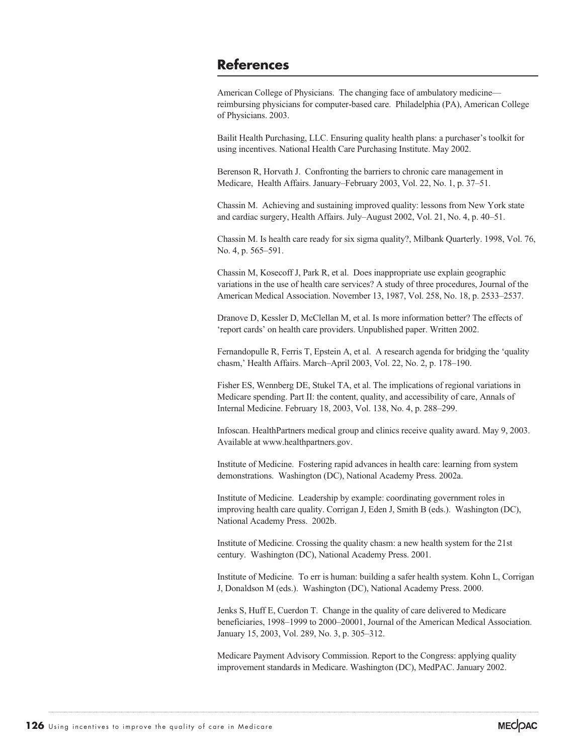## References

American College of Physicians. The changing face of ambulatory medicine—reimbursing physicians for computer-based care. Philadelphia (PA), American College of Physicians. 2003.

Bailit Health Purchasing, LLC. Ensuring quality health plans: a purchaser's toolkit for using incentives. National Health Care Purchasing Institute. May 2002.

Berenson R, Horvath J. Confronting the barriers to chronic care management in Medicare, Health Affairs. January–February 2003, Vol. 22, No. 1, p. 37–51.

Chassin M. Achieving and sustaining improved quality: lessons from New York state and cardiac surgery, Health Affairs. July–August 2002, Vol. 21, No. 4, p. 40–51.

Chassin M. Is health care ready for six sigma quality?, Milbank Quarterly. 1998, Vol. 76, No. 4, p. 565–591.

Chassin M, Kosecoff J, Park R, et al. Does inappropriate use explain geographic variations in the use of health care services? A study of three procedures, Journal of the American Medical Association. November 13, 1987, Vol. 258, No. 18, p. 2533–2537.

Dranove D, Kessler D, McClellan M, et al. Is more information better? The effects of 'report cards' on health care providers. Unpublished paper. Written 2002.

Fernandopulle R, Ferris T, Epstein A, et al. A research agenda for bridging the 'quality chasm,' Health Affairs. March–April 2003, Vol. 22, No. 2, p. 178–190.

Fisher ES, Wennberg DE, Stukel TA, et al. The implications of regional variations in Medicare spending. Part II: the content, quality, and accessibility of care, Annals of Internal Medicine. February 18, 2003, Vol. 138, No. 4, p. 288–299.

Infoscan. HealthPartners medical group and clinics receive quality award. May 9, 2003. Available at www.healthpartners.gov.

Institute of Medicine. Fostering rapid advances in health care: learning from system demonstrations. Washington (DC), National Academy Press. 2002a.

Institute of Medicine. Leadership by example: coordinating government roles in improving health care quality. Corrigan J, Eden J, Smith B (eds.). Washington (DC), National Academy Press. 2002b.

Institute of Medicine. Crossing the quality chasm: a new health system for the 21st century. Washington (DC), National Academy Press. 2001.

Institute of Medicine. To err is human: building a safer health system. Kohn L, Corrigan J, Donaldson M (eds.). Washington (DC), National Academy Press. 2000.

Jenks S, Huff E, Cuerdon T. Change in the quality of care delivered to Medicare beneficiaries, 1998–1999 to 2000–20001, Journal of the American Medical Association. January 15, 2003, Vol. 289, No. 3, p. 305–312.

Medicare Payment Advisory Commission. Report to the Congress: applying quality improvement standards in Medicare. Washington (DC), MedPAC. January 2002.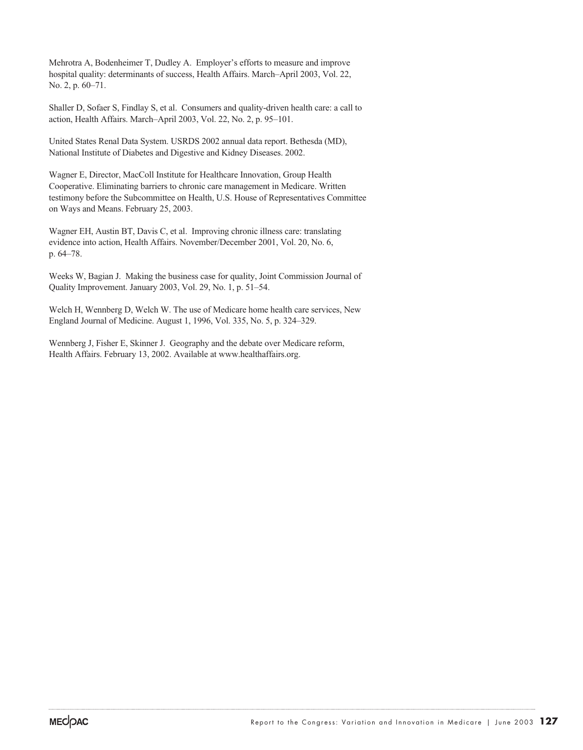Mehrotra A, Bodenheimer T, Dudley A. Employer's efforts to measure and improve hospital quality: determinants of success, Health Affairs. March–April 2003, Vol. 22, No. 2, p. 60–71.

Shaller D, Sofaer S, Findlay S, et al. Consumers and quality-driven health care: a call to action, Health Affairs. March–April 2003, Vol. 22, No. 2, p. 95–101.

United States Renal Data System. USRDS 2002 annual data report. Bethesda (MD), National Institute of Diabetes and Digestive and Kidney Diseases. 2002.

Wagner E, Director, MacColl Institute for Healthcare Innovation, Group Health Cooperative. Eliminating barriers to chronic care management in Medicare. Written testimony before the Subcommittee on Health, U.S. House of Representatives Committee on Ways and Means. February 25, 2003.

Wagner EH, Austin BT, Davis C, et al. Improving chronic illness care: translating evidence into action, Health Affairs. November/December 2001, Vol. 20, No. 6, p. 64–78.

Weeks W, Bagian J. Making the business case for quality, Joint Commission Journal of Quality Improvement. January 2003, Vol. 29, No. 1, p. 51–54.

Welch H, Wennberg D, Welch W. The use of Medicare home health care services, New England Journal of Medicine. August 1, 1996, Vol. 335, No. 5, p. 324–329.

Wennberg J, Fisher E, Skinner J. Geography and the debate over Medicare reform, Health Affairs. February 13, 2002. Available at www.healthaffairs.org.